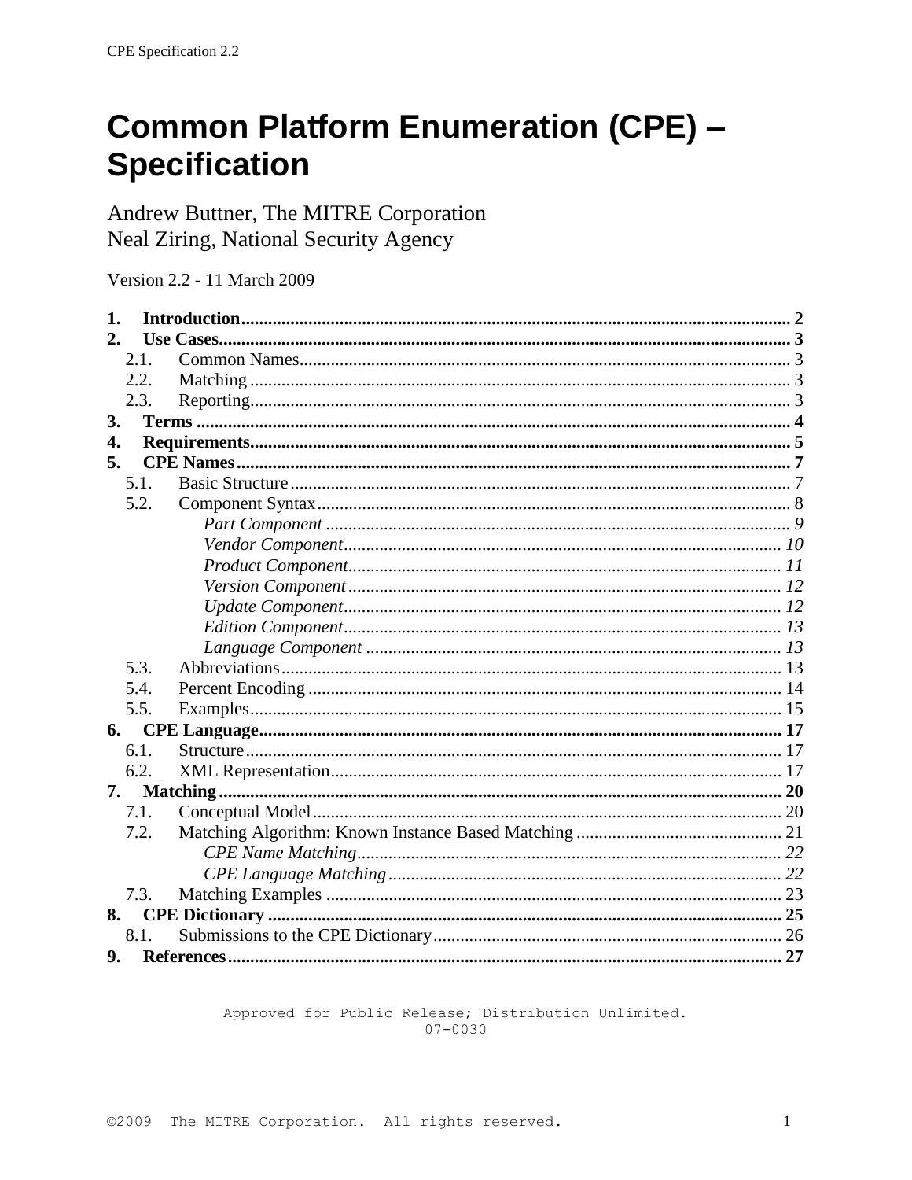# Common Platform Enumeration (CPE) – Specification

Andrew Buttner, The MITRE Corporation
Neal Ziring, National Security Agency

Version 2.2 - 11 March 2009

**1. Introduction** .......... **2**
**2. Use Cases** .......... **3**
- 2.1. Common Names .......... 3
- 2.2. Matching .......... 3
- 2.3. Reporting .......... 3

**3. Terms** .......... **4**
**4. Requirements** .......... **5**
**5. CPE Names** .......... **7**
- 5.1. Basic Structure .......... 7
- 5.2. Component Syntax .......... 8
  - *Part Component* .......... *9*
  - *Vendor Component* .......... *10*
  - *Product Component* .......... *11*
  - *Version Component* .......... *12*
  - *Update Component* .......... *12*
  - *Edition Component* .......... *13*
  - *Language Component* .......... *13*
- 5.3. Abbreviations .......... 13
- 5.4. Percent Encoding .......... 14
- 5.5. Examples .......... 15

**6. CPE Language** .......... **17**
- 6.1. Structure .......... 17
- 6.2. XML Representation .......... 17

**7. Matching** .......... **20**
- 7.1. Conceptual Model .......... 20
- 7.2. Matching Algorithm: Known Instance Based Matching .......... 21
  - *CPE Name Matching* .......... *22*
  - *CPE Language Matching* .......... *22*
- 7.3. Matching Examples .......... 23

**8. CPE Dictionary** .......... **25**
- 8.1. Submissions to the CPE Dictionary .......... 26

**9. References** .......... **27**

Approved for Public Release; Distribution Unlimited.
07-0030

©2009 The MITRE Corporation. All rights reserved.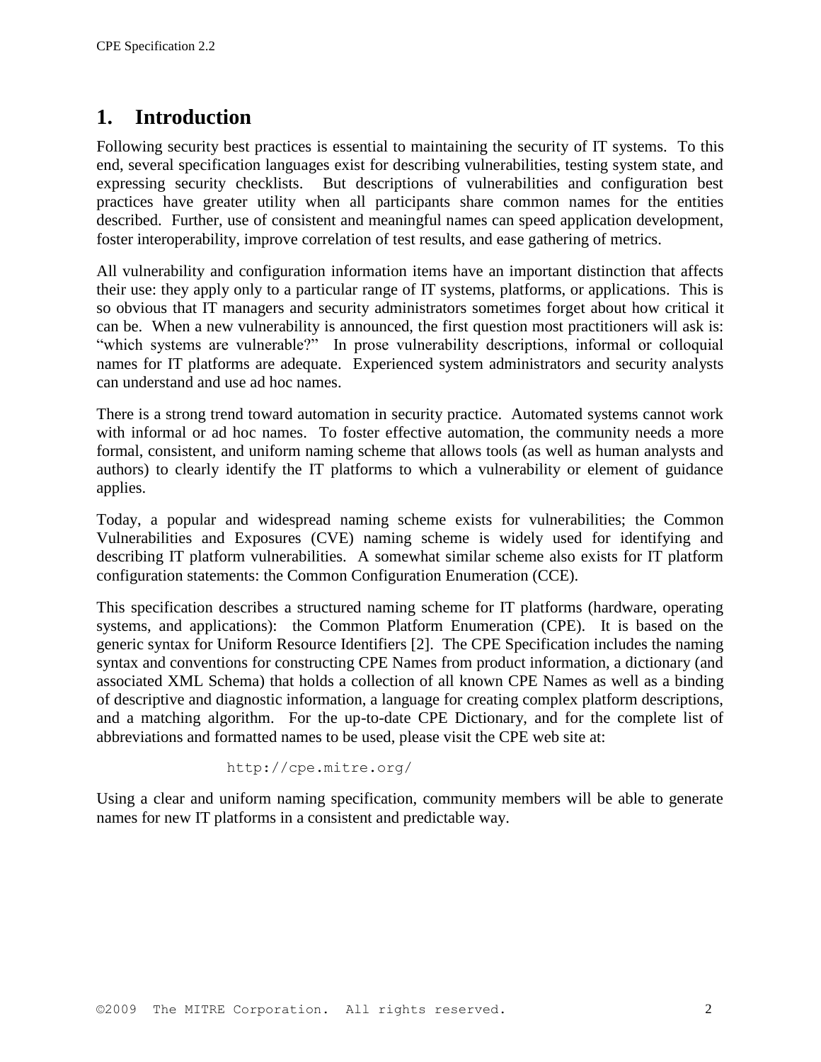# 1. Introduction

Following security best practices is essential to maintaining the security of IT systems. To this end, several specification languages exist for describing vulnerabilities, testing system state, and expressing security checklists. But descriptions of vulnerabilities and configuration best practices have greater utility when all participants share common names for the entities described. Further, use of consistent and meaningful names can speed application development, foster interoperability, improve correlation of test results, and ease gathering of metrics.

All vulnerability and configuration information items have an important distinction that affects their use: they apply only to a particular range of IT systems, platforms, or applications. This is so obvious that IT managers and security administrators sometimes forget about how critical it can be. When a new vulnerability is announced, the first question most practitioners will ask is: "which systems are vulnerable?" In prose vulnerability descriptions, informal or colloquial names for IT platforms are adequate. Experienced system administrators and security analysts can understand and use ad hoc names.

There is a strong trend toward automation in security practice. Automated systems cannot work with informal or ad hoc names. To foster effective automation, the community needs a more formal, consistent, and uniform naming scheme that allows tools (as well as human analysts and authors) to clearly identify the IT platforms to which a vulnerability or element of guidance applies.

Today, a popular and widespread naming scheme exists for vulnerabilities; the Common Vulnerabilities and Exposures (CVE) naming scheme is widely used for identifying and describing IT platform vulnerabilities. A somewhat similar scheme also exists for IT platform configuration statements: the Common Configuration Enumeration (CCE).

This specification describes a structured naming scheme for IT platforms (hardware, operating systems, and applications): the Common Platform Enumeration (CPE). It is based on the generic syntax for Uniform Resource Identifiers [2]. The CPE Specification includes the naming syntax and conventions for constructing CPE Names from product information, a dictionary (and associated XML Schema) that holds a collection of all known CPE Names as well as a binding of descriptive and diagnostic information, a language for creating complex platform descriptions, and a matching algorithm. For the up-to-date CPE Dictionary, and for the complete list of abbreviations and formatted names to be used, please visit the CPE web site at:

```
http://cpe.mitre.org/
```

Using a clear and uniform naming specification, community members will be able to generate names for new IT platforms in a consistent and predictable way.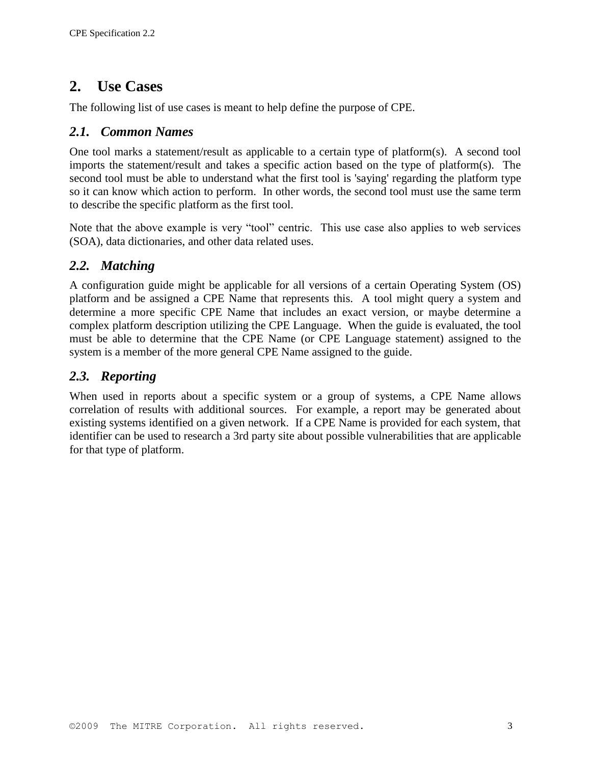# 2. Use Cases

The following list of use cases is meant to help define the purpose of CPE.

## *2.1. Common Names*

One tool marks a statement/result as applicable to a certain type of platform(s). A second tool imports the statement/result and takes a specific action based on the type of platform(s). The second tool must be able to understand what the first tool is 'saying' regarding the platform type so it can know which action to perform. In other words, the second tool must use the same term to describe the specific platform as the first tool.

Note that the above example is very "tool" centric. This use case also applies to web services (SOA), data dictionaries, and other data related uses.

## *2.2. Matching*

A configuration guide might be applicable for all versions of a certain Operating System (OS) platform and be assigned a CPE Name that represents this. A tool might query a system and determine a more specific CPE Name that includes an exact version, or maybe determine a complex platform description utilizing the CPE Language. When the guide is evaluated, the tool must be able to determine that the CPE Name (or CPE Language statement) assigned to the system is a member of the more general CPE Name assigned to the guide.

## *2.3. Reporting*

When used in reports about a specific system or a group of systems, a CPE Name allows correlation of results with additional sources. For example, a report may be generated about existing systems identified on a given network. If a CPE Name is provided for each system, that identifier can be used to research a 3rd party site about possible vulnerabilities that are applicable for that type of platform.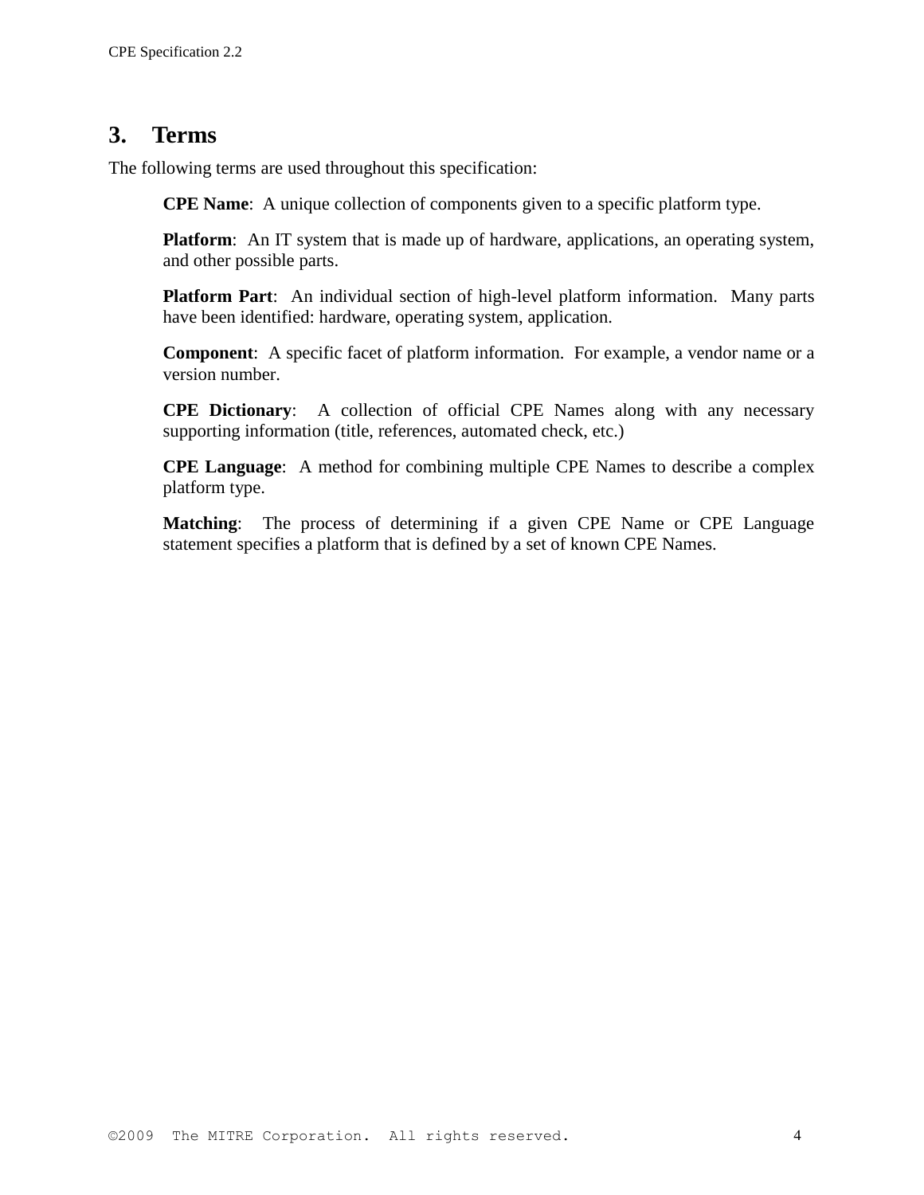# 3. Terms

The following terms are used throughout this specification:

**CPE Name**: A unique collection of components given to a specific platform type.

**Platform**: An IT system that is made up of hardware, applications, an operating system, and other possible parts.

**Platform Part**: An individual section of high-level platform information. Many parts have been identified: hardware, operating system, application.

**Component**: A specific facet of platform information. For example, a vendor name or a version number.

**CPE Dictionary**: A collection of official CPE Names along with any necessary supporting information (title, references, automated check, etc.)

**CPE Language**: A method for combining multiple CPE Names to describe a complex platform type.

**Matching**: The process of determining if a given CPE Name or CPE Language statement specifies a platform that is defined by a set of known CPE Names.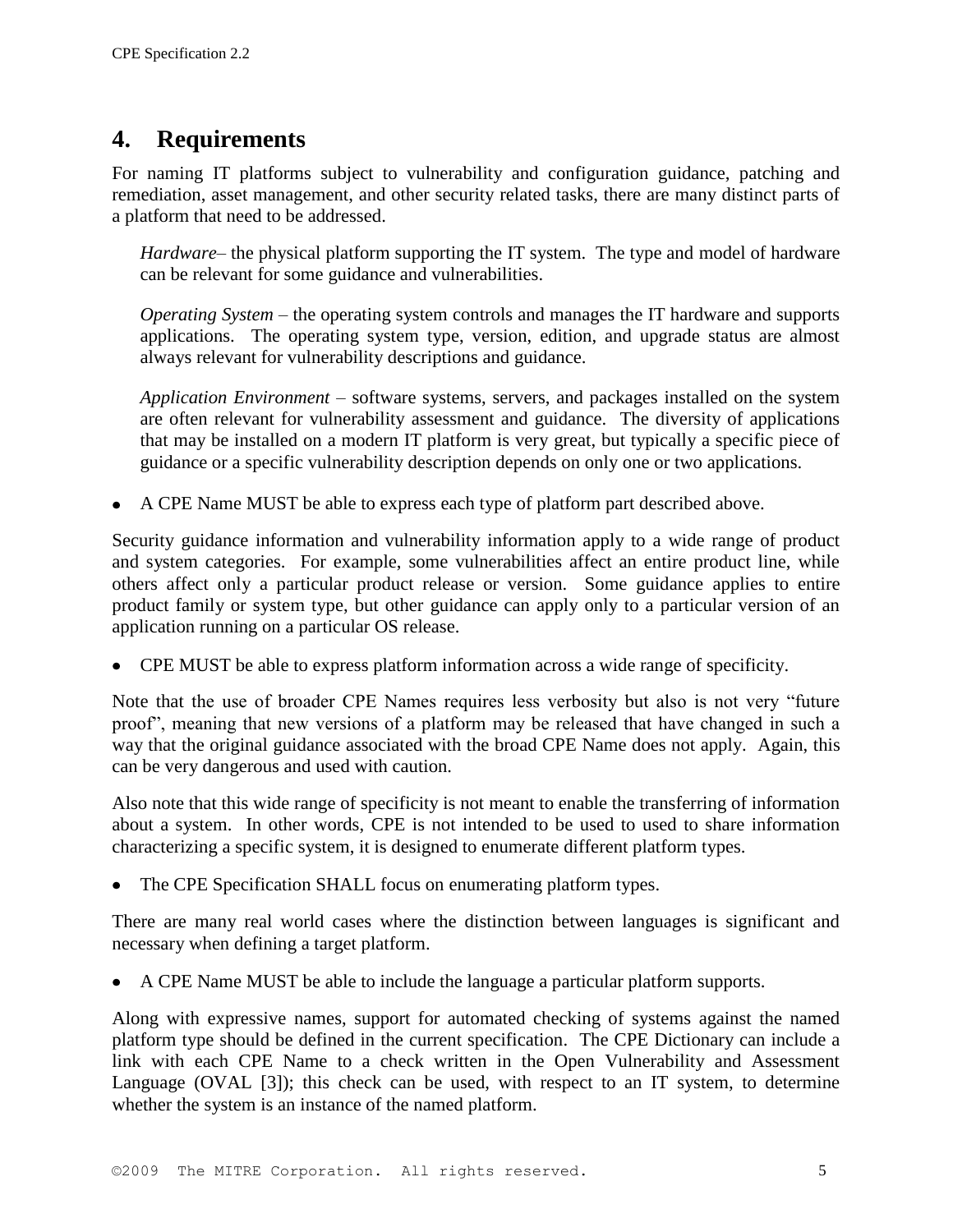# 4. Requirements

For naming IT platforms subject to vulnerability and configuration guidance, patching and remediation, asset management, and other security related tasks, there are many distinct parts of a platform that need to be addressed.

> *Hardware*– the physical platform supporting the IT system. The type and model of hardware can be relevant for some guidance and vulnerabilities.
>
> *Operating System* – the operating system controls and manages the IT hardware and supports applications. The operating system type, version, edition, and upgrade status are almost always relevant for vulnerability descriptions and guidance.
>
> *Application Environment* – software systems, servers, and packages installed on the system are often relevant for vulnerability assessment and guidance. The diversity of applications that may be installed on a modern IT platform is very great, but typically a specific piece of guidance or a specific vulnerability description depends on only one or two applications.

- A CPE Name MUST be able to express each type of platform part described above.

Security guidance information and vulnerability information apply to a wide range of product and system categories. For example, some vulnerabilities affect an entire product line, while others affect only a particular product release or version. Some guidance applies to entire product family or system type, but other guidance can apply only to a particular version of an application running on a particular OS release.

- CPE MUST be able to express platform information across a wide range of specificity.

Note that the use of broader CPE Names requires less verbosity but also is not very "future proof", meaning that new versions of a platform may be released that have changed in such a way that the original guidance associated with the broad CPE Name does not apply. Again, this can be very dangerous and used with caution.

Also note that this wide range of specificity is not meant to enable the transferring of information about a system. In other words, CPE is not intended to be used to used to share information characterizing a specific system, it is designed to enumerate different platform types.

- The CPE Specification SHALL focus on enumerating platform types.

There are many real world cases where the distinction between languages is significant and necessary when defining a target platform.

- A CPE Name MUST be able to include the language a particular platform supports.

Along with expressive names, support for automated checking of systems against the named platform type should be defined in the current specification. The CPE Dictionary can include a link with each CPE Name to a check written in the Open Vulnerability and Assessment Language (OVAL [3]); this check can be used, with respect to an IT system, to determine whether the system is an instance of the named platform.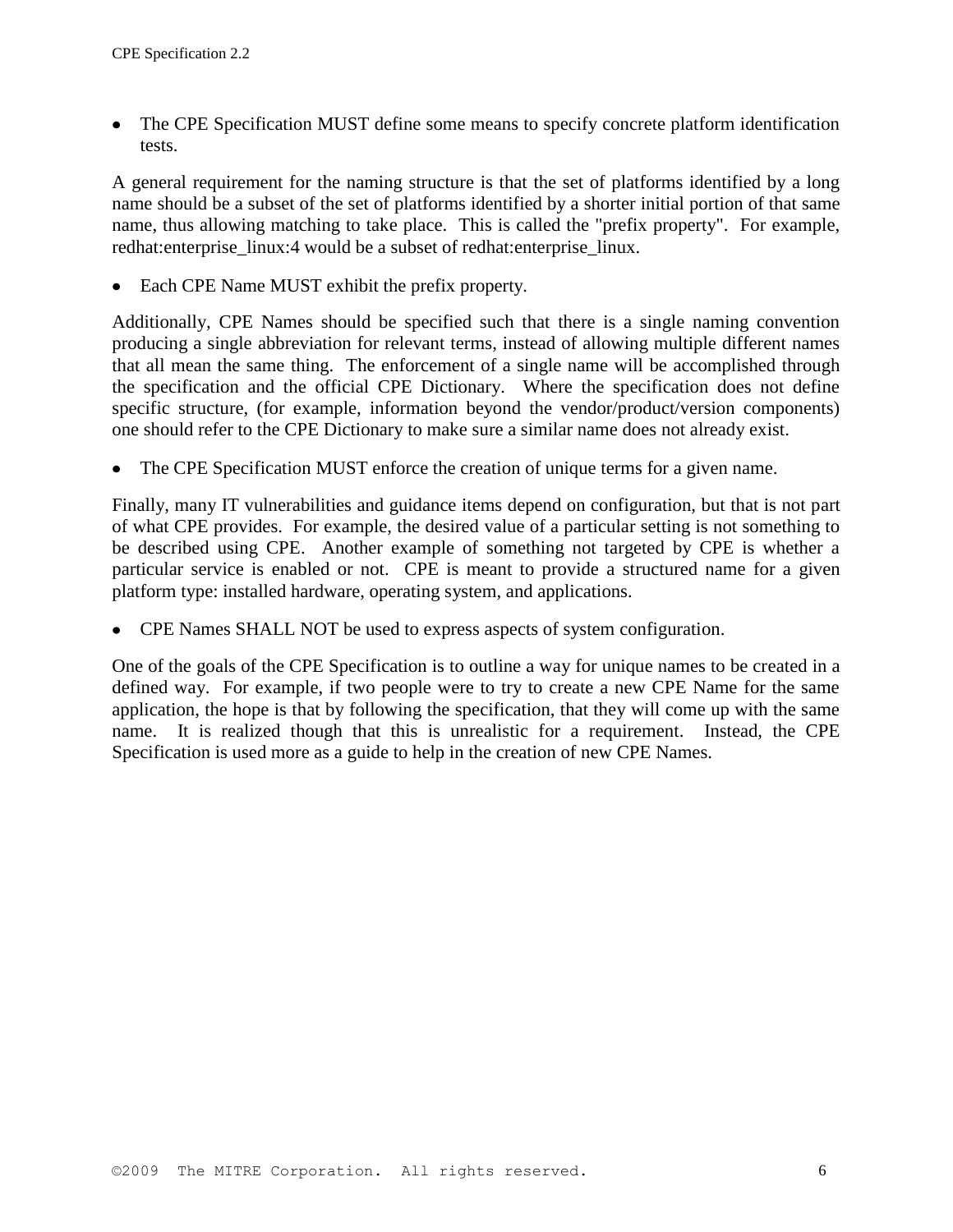- The CPE Specification MUST define some means to specify concrete platform identification tests.

A general requirement for the naming structure is that the set of platforms identified by a long name should be a subset of the set of platforms identified by a shorter initial portion of that same name, thus allowing matching to take place. This is called the "prefix property". For example, redhat:enterprise_linux:4 would be a subset of redhat:enterprise_linux.

- Each CPE Name MUST exhibit the prefix property.

Additionally, CPE Names should be specified such that there is a single naming convention producing a single abbreviation for relevant terms, instead of allowing multiple different names that all mean the same thing. The enforcement of a single name will be accomplished through the specification and the official CPE Dictionary. Where the specification does not define specific structure, (for example, information beyond the vendor/product/version components) one should refer to the CPE Dictionary to make sure a similar name does not already exist.

- The CPE Specification MUST enforce the creation of unique terms for a given name.

Finally, many IT vulnerabilities and guidance items depend on configuration, but that is not part of what CPE provides. For example, the desired value of a particular setting is not something to be described using CPE. Another example of something not targeted by CPE is whether a particular service is enabled or not. CPE is meant to provide a structured name for a given platform type: installed hardware, operating system, and applications.

- CPE Names SHALL NOT be used to express aspects of system configuration.

One of the goals of the CPE Specification is to outline a way for unique names to be created in a defined way. For example, if two people were to try to create a new CPE Name for the same application, the hope is that by following the specification, that they will come up with the same name. It is realized though that this is unrealistic for a requirement. Instead, the CPE Specification is used more as a guide to help in the creation of new CPE Names.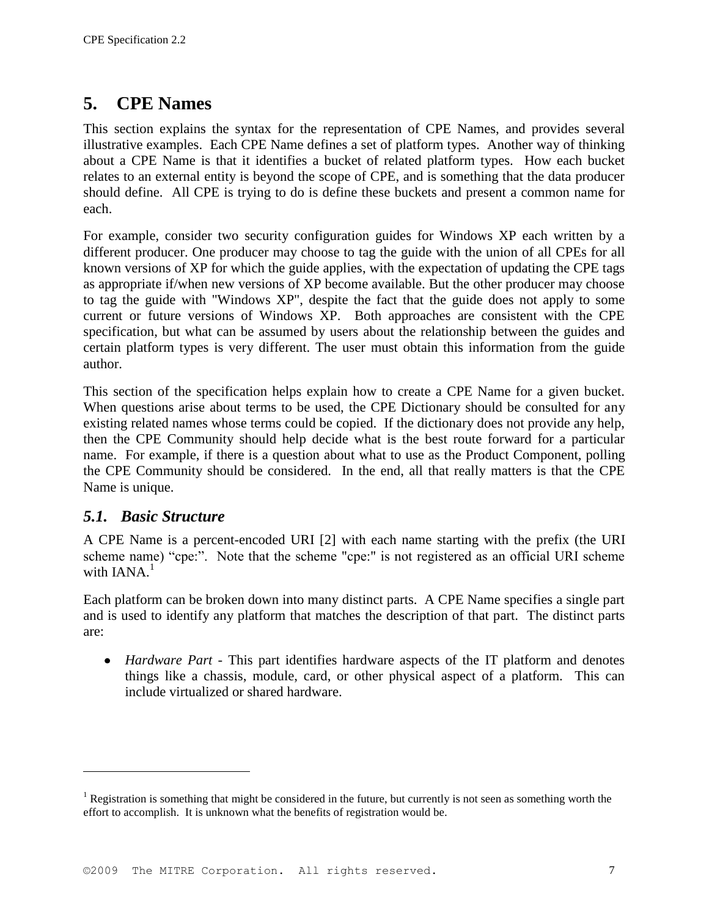# 5. CPE Names

This section explains the syntax for the representation of CPE Names, and provides several illustrative examples. Each CPE Name defines a set of platform types. Another way of thinking about a CPE Name is that it identifies a bucket of related platform types. How each bucket relates to an external entity is beyond the scope of CPE, and is something that the data producer should define. All CPE is trying to do is define these buckets and present a common name for each.

For example, consider two security configuration guides for Windows XP each written by a different producer. One producer may choose to tag the guide with the union of all CPEs for all known versions of XP for which the guide applies, with the expectation of updating the CPE tags as appropriate if/when new versions of XP become available. But the other producer may choose to tag the guide with "Windows XP", despite the fact that the guide does not apply to some current or future versions of Windows XP. Both approaches are consistent with the CPE specification, but what can be assumed by users about the relationship between the guides and certain platform types is very different. The user must obtain this information from the guide author.

This section of the specification helps explain how to create a CPE Name for a given bucket. When questions arise about terms to be used, the CPE Dictionary should be consulted for any existing related names whose terms could be copied. If the dictionary does not provide any help, then the CPE Community should help decide what is the best route forward for a particular name. For example, if there is a question about what to use as the Product Component, polling the CPE Community should be considered. In the end, all that really matters is that the CPE Name is unique.

## *5.1. Basic Structure*

A CPE Name is a percent-encoded URI [2] with each name starting with the prefix (the URI scheme name) "cpe:". Note that the scheme "cpe:" is not registered as an official URI scheme with IANA.[1]

Each platform can be broken down into many distinct parts. A CPE Name specifies a single part and is used to identify any platform that matches the description of that part. The distinct parts are:

- *Hardware Part* - This part identifies hardware aspects of the IT platform and denotes things like a chassis, module, card, or other physical aspect of a platform. This can include virtualized or shared hardware.

---

[1] Registration is something that might be considered in the future, but currently is not seen as something worth the effort to accomplish. It is unknown what the benefits of registration would be.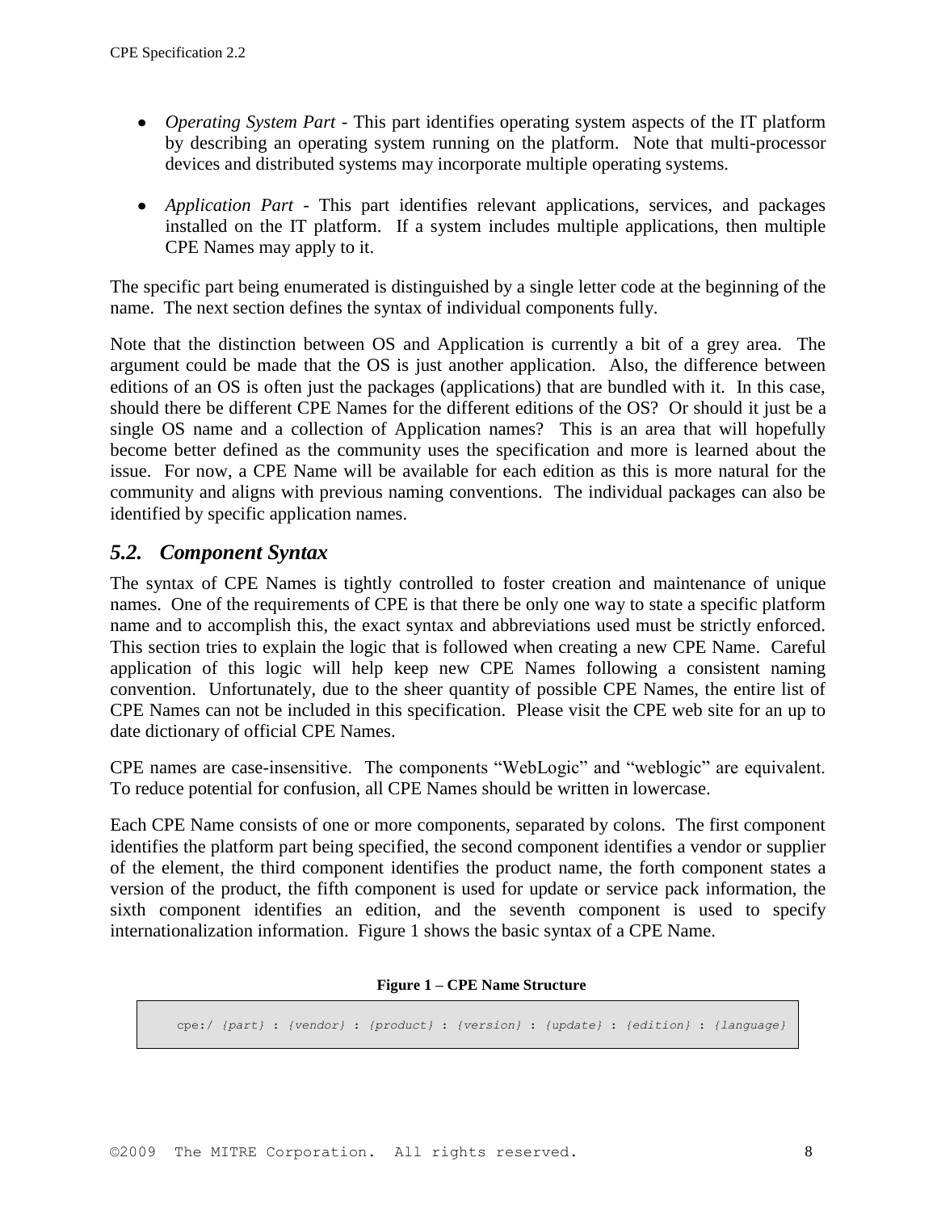- *Operating System Part* - This part identifies operating system aspects of the IT platform by describing an operating system running on the platform. Note that multi-processor devices and distributed systems may incorporate multiple operating systems.

- *Application Part* - This part identifies relevant applications, services, and packages installed on the IT platform. If a system includes multiple applications, then multiple CPE Names may apply to it.

The specific part being enumerated is distinguished by a single letter code at the beginning of the name. The next section defines the syntax of individual components fully.

Note that the distinction between OS and Application is currently a bit of a grey area. The argument could be made that the OS is just another application. Also, the difference between editions of an OS is often just the packages (applications) that are bundled with it. In this case, should there be different CPE Names for the different editions of the OS? Or should it just be a single OS name and a collection of Application names? This is an area that will hopefully become better defined as the community uses the specification and more is learned about the issue. For now, a CPE Name will be available for each edition as this is more natural for the community and aligns with previous naming conventions. The individual packages can also be identified by specific application names.

## *5.2. Component Syntax*

The syntax of CPE Names is tightly controlled to foster creation and maintenance of unique names. One of the requirements of CPE is that there be only one way to state a specific platform name and to accomplish this, the exact syntax and abbreviations used must be strictly enforced. This section tries to explain the logic that is followed when creating a new CPE Name. Careful application of this logic will help keep new CPE Names following a consistent naming convention. Unfortunately, due to the sheer quantity of possible CPE Names, the entire list of CPE Names can not be included in this specification. Please visit the CPE web site for an up to date dictionary of official CPE Names.

CPE names are case-insensitive. The components "WebLogic" and "weblogic" are equivalent. To reduce potential for confusion, all CPE Names should be written in lowercase.

Each CPE Name consists of one or more components, separated by colons. The first component identifies the platform part being specified, the second component identifies a vendor or supplier of the element, the third component identifies the product name, the forth component states a version of the product, the fifth component is used for update or service pack information, the sixth component identifies an edition, and the seventh component is used to specify internationalization information. Figure 1 shows the basic syntax of a CPE Name.

**Figure 1 – CPE Name Structure**

```
cpe:/ {part} : {vendor} : {product} : {version} : {update} : {edition} : {language}
```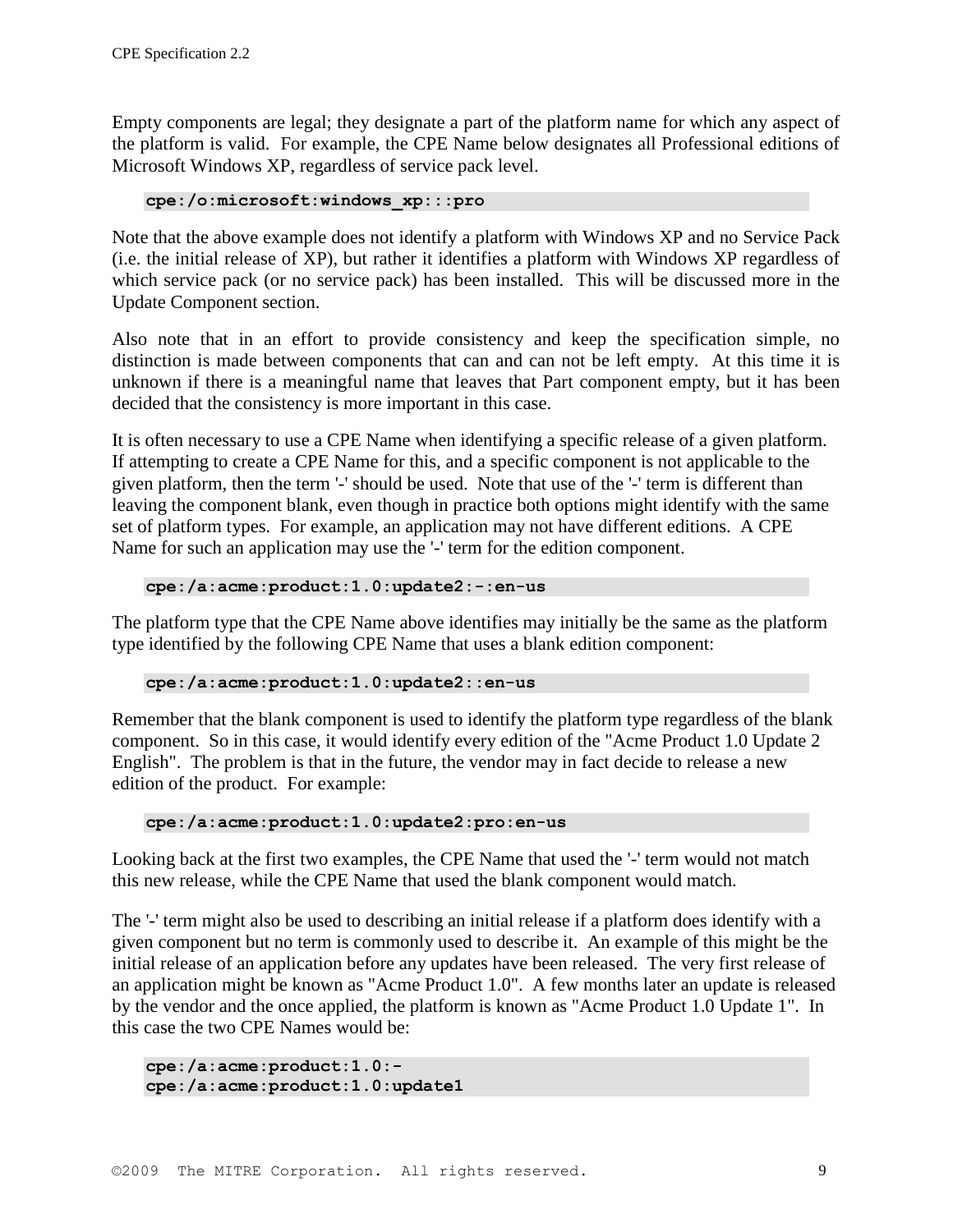Empty components are legal; they designate a part of the platform name for which any aspect of the platform is valid. For example, the CPE Name below designates all Professional editions of Microsoft Windows XP, regardless of service pack level.

```
cpe:/o:microsoft:windows_xp:::pro
```

Note that the above example does not identify a platform with Windows XP and no Service Pack (i.e. the initial release of XP), but rather it identifies a platform with Windows XP regardless of which service pack (or no service pack) has been installed. This will be discussed more in the Update Component section.

Also note that in an effort to provide consistency and keep the specification simple, no distinction is made between components that can and can not be left empty. At this time it is unknown if there is a meaningful name that leaves that Part component empty, but it has been decided that the consistency is more important in this case.

It is often necessary to use a CPE Name when identifying a specific release of a given platform. If attempting to create a CPE Name for this, and a specific component is not applicable to the given platform, then the term '-' should be used. Note that use of the '-' term is different than leaving the component blank, even though in practice both options might identify with the same set of platform types. For example, an application may not have different editions. A CPE Name for such an application may use the '-' term for the edition component.

```
cpe:/a:acme:product:1.0:update2:-:en-us
```

The platform type that the CPE Name above identifies may initially be the same as the platform type identified by the following CPE Name that uses a blank edition component:

```
cpe:/a:acme:product:1.0:update2::en-us
```

Remember that the blank component is used to identify the platform type regardless of the blank component. So in this case, it would identify every edition of the "Acme Product 1.0 Update 2 English". The problem is that in the future, the vendor may in fact decide to release a new edition of the product. For example:

```
cpe:/a:acme:product:1.0:update2:pro:en-us
```

Looking back at the first two examples, the CPE Name that used the '-' term would not match this new release, while the CPE Name that used the blank component would match.

The '-' term might also be used to describing an initial release if a platform does identify with a given component but no term is commonly used to describe it. An example of this might be the initial release of an application before any updates have been released. The very first release of an application might be known as "Acme Product 1.0". A few months later an update is released by the vendor and the once applied, the platform is known as "Acme Product 1.0 Update 1". In this case the two CPE Names would be:

```
cpe:/a:acme:product:1.0:-
cpe:/a:acme:product:1.0:update1
```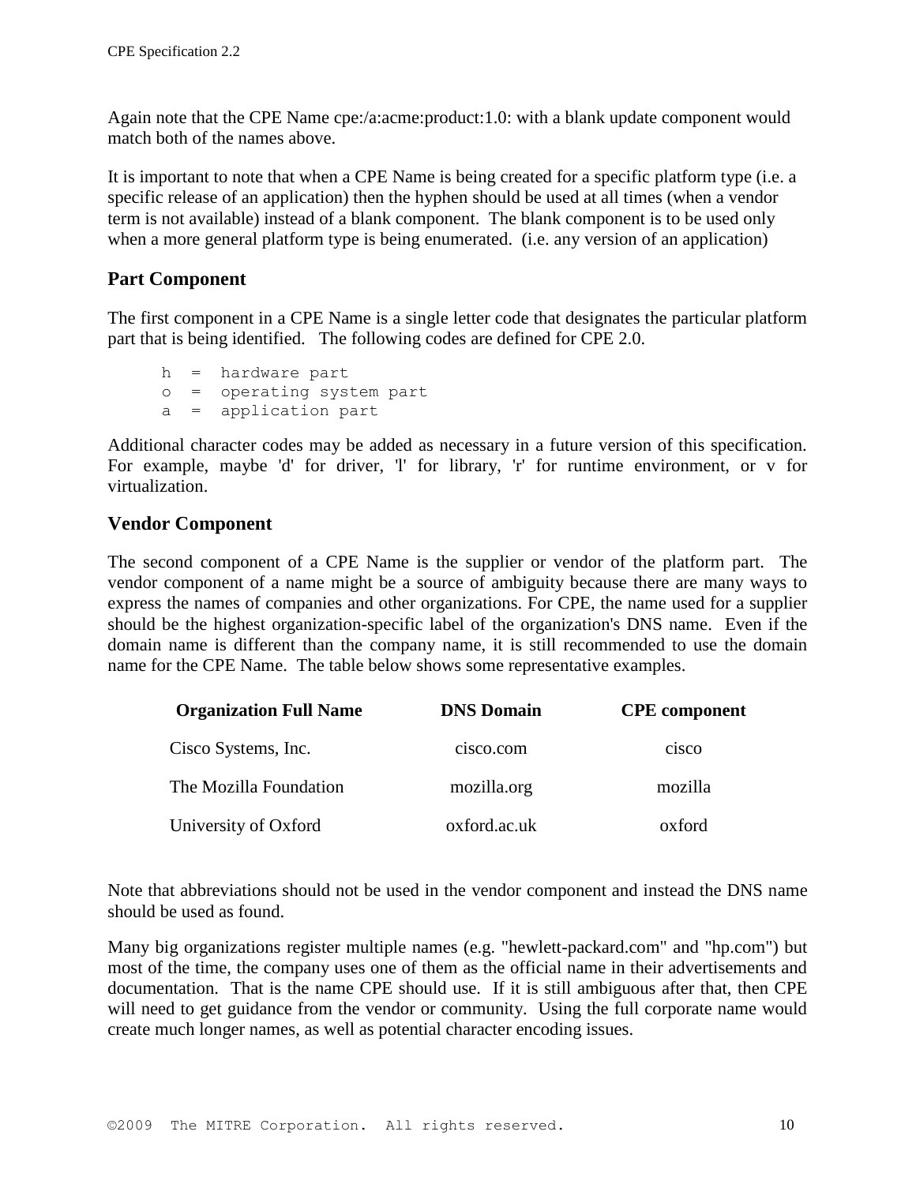Again note that the CPE Name cpe:/a:acme:product:1.0: with a blank update component would match both of the names above.

It is important to note that when a CPE Name is being created for a specific platform type (i.e. a specific release of an application) then the hyphen should be used at all times (when a vendor term is not available) instead of a blank component. The blank component is to be used only when a more general platform type is being enumerated. (i.e. any version of an application)

## Part Component

The first component in a CPE Name is a single letter code that designates the particular platform part that is being identified. The following codes are defined for CPE 2.0.

```
h  =  hardware part
o  =  operating system part
a  =  application part
```

Additional character codes may be added as necessary in a future version of this specification. For example, maybe 'd' for driver, 'l' for library, 'r' for runtime environment, or v for virtualization.

## Vendor Component

The second component of a CPE Name is the supplier or vendor of the platform part. The vendor component of a name might be a source of ambiguity because there are many ways to express the names of companies and other organizations. For CPE, the name used for a supplier should be the highest organization-specific label of the organization's DNS name. Even if the domain name is different than the company name, it is still recommended to use the domain name for the CPE Name. The table below shows some representative examples.

| Organization Full Name | DNS Domain | CPE component |
|---|---|---|
| Cisco Systems, Inc. | cisco.com | cisco |
| The Mozilla Foundation | mozilla.org | mozilla |
| University of Oxford | oxford.ac.uk | oxford |

Note that abbreviations should not be used in the vendor component and instead the DNS name should be used as found.

Many big organizations register multiple names (e.g. "hewlett-packard.com" and "hp.com") but most of the time, the company uses one of them as the official name in their advertisements and documentation. That is the name CPE should use. If it is still ambiguous after that, then CPE will need to get guidance from the vendor or community. Using the full corporate name would create much longer names, as well as potential character encoding issues.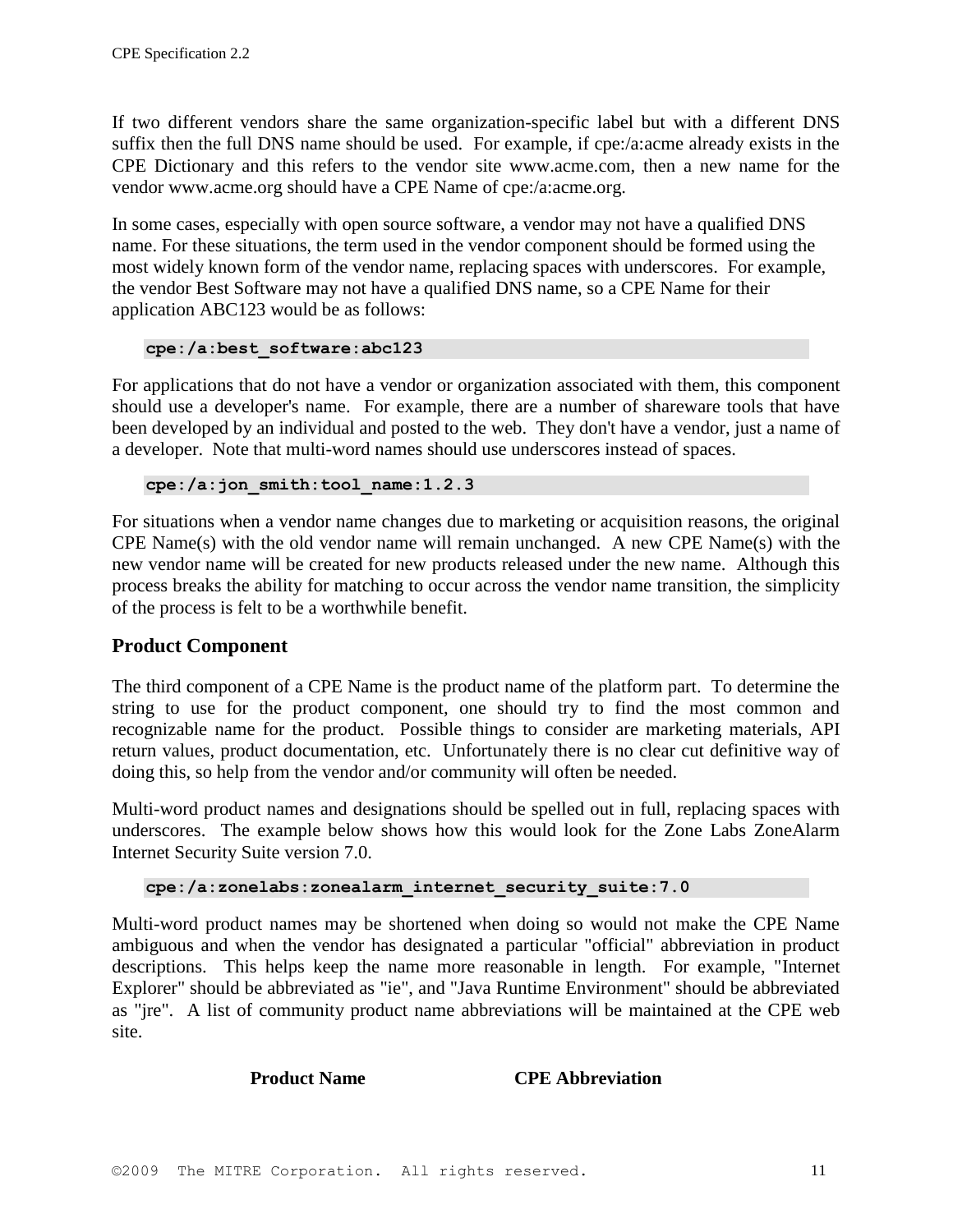If two different vendors share the same organization-specific label but with a different DNS suffix then the full DNS name should be used. For example, if cpe:/a:acme already exists in the CPE Dictionary and this refers to the vendor site www.acme.com, then a new name for the vendor www.acme.org should have a CPE Name of cpe:/a:acme.org.

In some cases, especially with open source software, a vendor may not have a qualified DNS name. For these situations, the term used in the vendor component should be formed using the most widely known form of the vendor name, replacing spaces with underscores. For example, the vendor Best Software may not have a qualified DNS name, so a CPE Name for their application ABC123 would be as follows:

```
cpe:/a:best_software:abc123
```

For applications that do not have a vendor or organization associated with them, this component should use a developer's name. For example, there are a number of shareware tools that have been developed by an individual and posted to the web. They don't have a vendor, just a name of a developer. Note that multi-word names should use underscores instead of spaces.

```
cpe:/a:jon_smith:tool_name:1.2.3
```

For situations when a vendor name changes due to marketing or acquisition reasons, the original CPE Name(s) with the old vendor name will remain unchanged. A new CPE Name(s) with the new vendor name will be created for new products released under the new name. Although this process breaks the ability for matching to occur across the vendor name transition, the simplicity of the process is felt to be a worthwhile benefit.

## Product Component

The third component of a CPE Name is the product name of the platform part. To determine the string to use for the product component, one should try to find the most common and recognizable name for the product. Possible things to consider are marketing materials, API return values, product documentation, etc. Unfortunately there is no clear cut definitive way of doing this, so help from the vendor and/or community will often be needed.

Multi-word product names and designations should be spelled out in full, replacing spaces with underscores. The example below shows how this would look for the Zone Labs ZoneAlarm Internet Security Suite version 7.0.

```
cpe:/a:zonelabs:zonealarm_internet_security_suite:7.0
```

Multi-word product names may be shortened when doing so would not make the CPE Name ambiguous and when the vendor has designated a particular "official" abbreviation in product descriptions. This helps keep the name more reasonable in length. For example, "Internet Explorer" should be abbreviated as "ie", and "Java Runtime Environment" should be abbreviated as "jre". A list of community product name abbreviations will be maintained at the CPE web site.

| Product Name | CPE Abbreviation |
| --- | --- |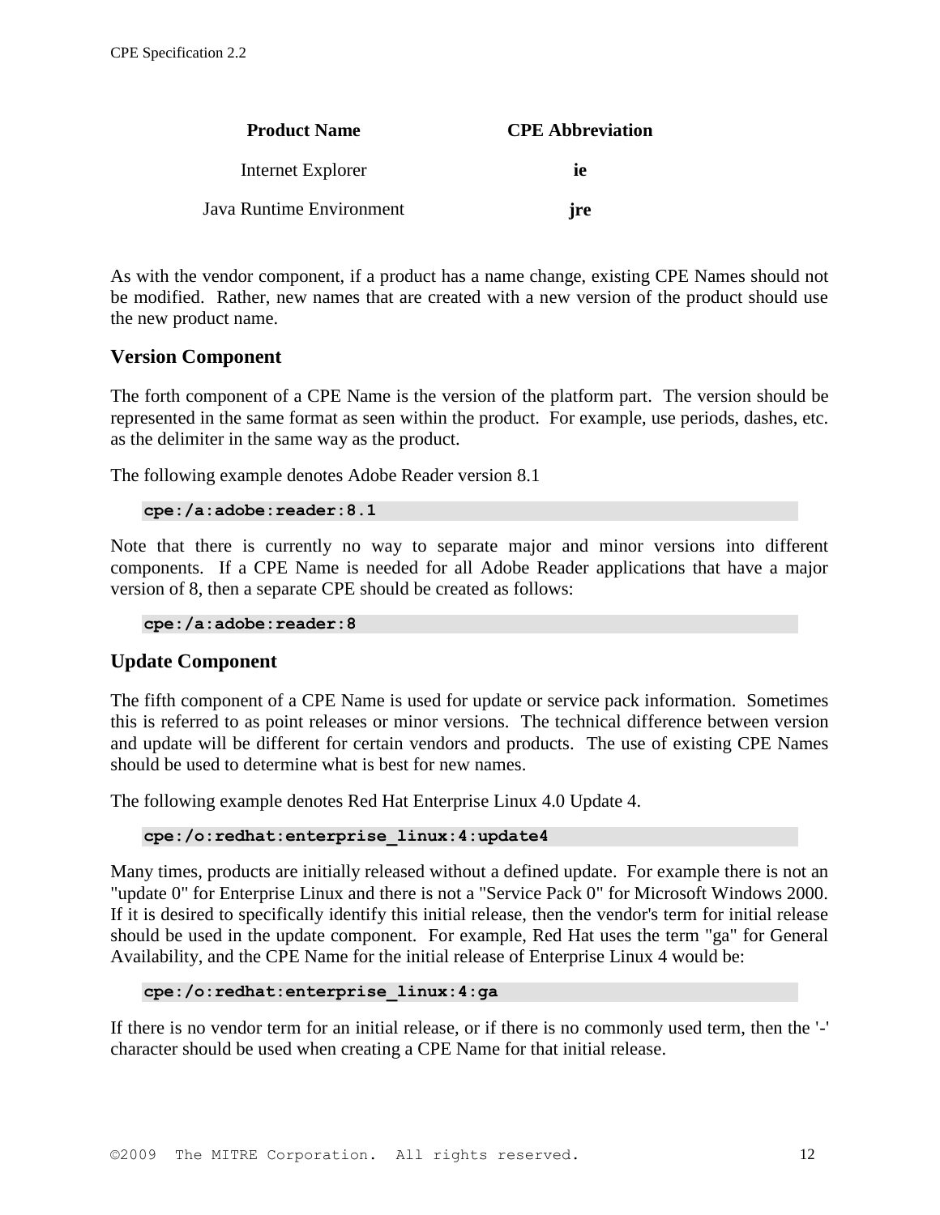| Product Name | CPE Abbreviation |
| --- | --- |
| Internet Explorer | **ie** |
| Java Runtime Environment | **jre** |

As with the vendor component, if a product has a name change, existing CPE Names should not be modified. Rather, new names that are created with a new version of the product should use the new product name.

### Version Component

The forth component of a CPE Name is the version of the platform part. The version should be represented in the same format as seen within the product. For example, use periods, dashes, etc. as the delimiter in the same way as the product.

The following example denotes Adobe Reader version 8.1

```
cpe:/a:adobe:reader:8.1
```

Note that there is currently no way to separate major and minor versions into different components. If a CPE Name is needed for all Adobe Reader applications that have a major version of 8, then a separate CPE should be created as follows:

```
cpe:/a:adobe:reader:8
```

### Update Component

The fifth component of a CPE Name is used for update or service pack information. Sometimes this is referred to as point releases or minor versions. The technical difference between version and update will be different for certain vendors and products. The use of existing CPE Names should be used to determine what is best for new names.

The following example denotes Red Hat Enterprise Linux 4.0 Update 4.

```
cpe:/o:redhat:enterprise_linux:4:update4
```

Many times, products are initially released without a defined update. For example there is not an "update 0" for Enterprise Linux and there is not a "Service Pack 0" for Microsoft Windows 2000. If it is desired to specifically identify this initial release, then the vendor's term for initial release should be used in the update component. For example, Red Hat uses the term "ga" for General Availability, and the CPE Name for the initial release of Enterprise Linux 4 would be:

```
cpe:/o:redhat:enterprise_linux:4:ga
```

If there is no vendor term for an initial release, or if there is no commonly used term, then the '-' character should be used when creating a CPE Name for that initial release.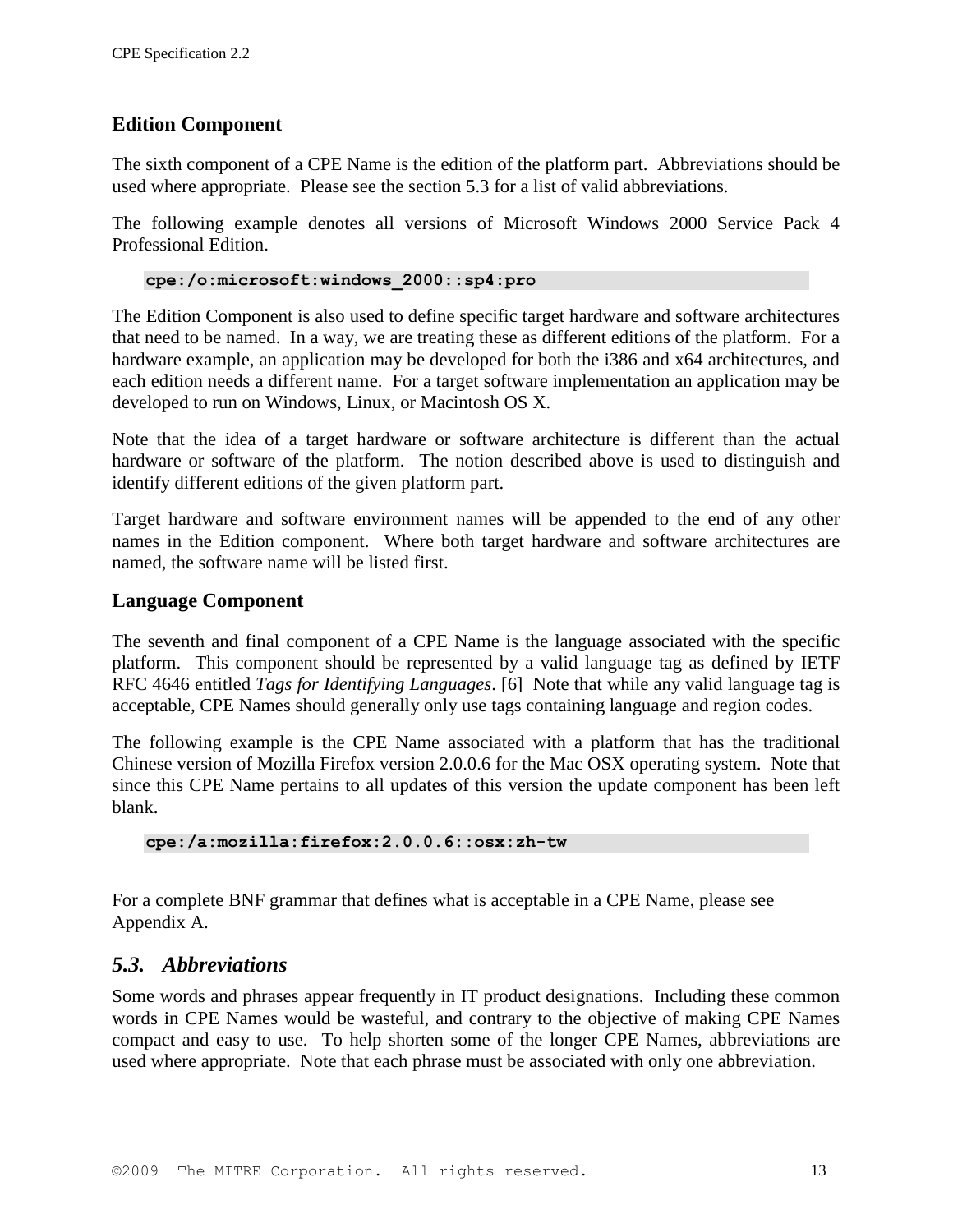### Edition Component

The sixth component of a CPE Name is the edition of the platform part. Abbreviations should be used where appropriate. Please see the section 5.3 for a list of valid abbreviations.

The following example denotes all versions of Microsoft Windows 2000 Service Pack 4 Professional Edition.

```
cpe:/o:microsoft:windows_2000::sp4:pro
```

The Edition Component is also used to define specific target hardware and software architectures that need to be named. In a way, we are treating these as different editions of the platform. For a hardware example, an application may be developed for both the i386 and x64 architectures, and each edition needs a different name. For a target software implementation an application may be developed to run on Windows, Linux, or Macintosh OS X.

Note that the idea of a target hardware or software architecture is different than the actual hardware or software of the platform. The notion described above is used to distinguish and identify different editions of the given platform part.

Target hardware and software environment names will be appended to the end of any other names in the Edition component. Where both target hardware and software architectures are named, the software name will be listed first.

### Language Component

The seventh and final component of a CPE Name is the language associated with the specific platform. This component should be represented by a valid language tag as defined by IETF RFC 4646 entitled *Tags for Identifying Languages*. [6] Note that while any valid language tag is acceptable, CPE Names should generally only use tags containing language and region codes.

The following example is the CPE Name associated with a platform that has the traditional Chinese version of Mozilla Firefox version 2.0.0.6 for the Mac OSX operating system. Note that since this CPE Name pertains to all updates of this version the update component has been left blank.

```
cpe:/a:mozilla:firefox:2.0.0.6::osx:zh-tw
```

For a complete BNF grammar that defines what is acceptable in a CPE Name, please see Appendix A.

## *5.3. Abbreviations*

Some words and phrases appear frequently in IT product designations. Including these common words in CPE Names would be wasteful, and contrary to the objective of making CPE Names compact and easy to use. To help shorten some of the longer CPE Names, abbreviations are used where appropriate. Note that each phrase must be associated with only one abbreviation.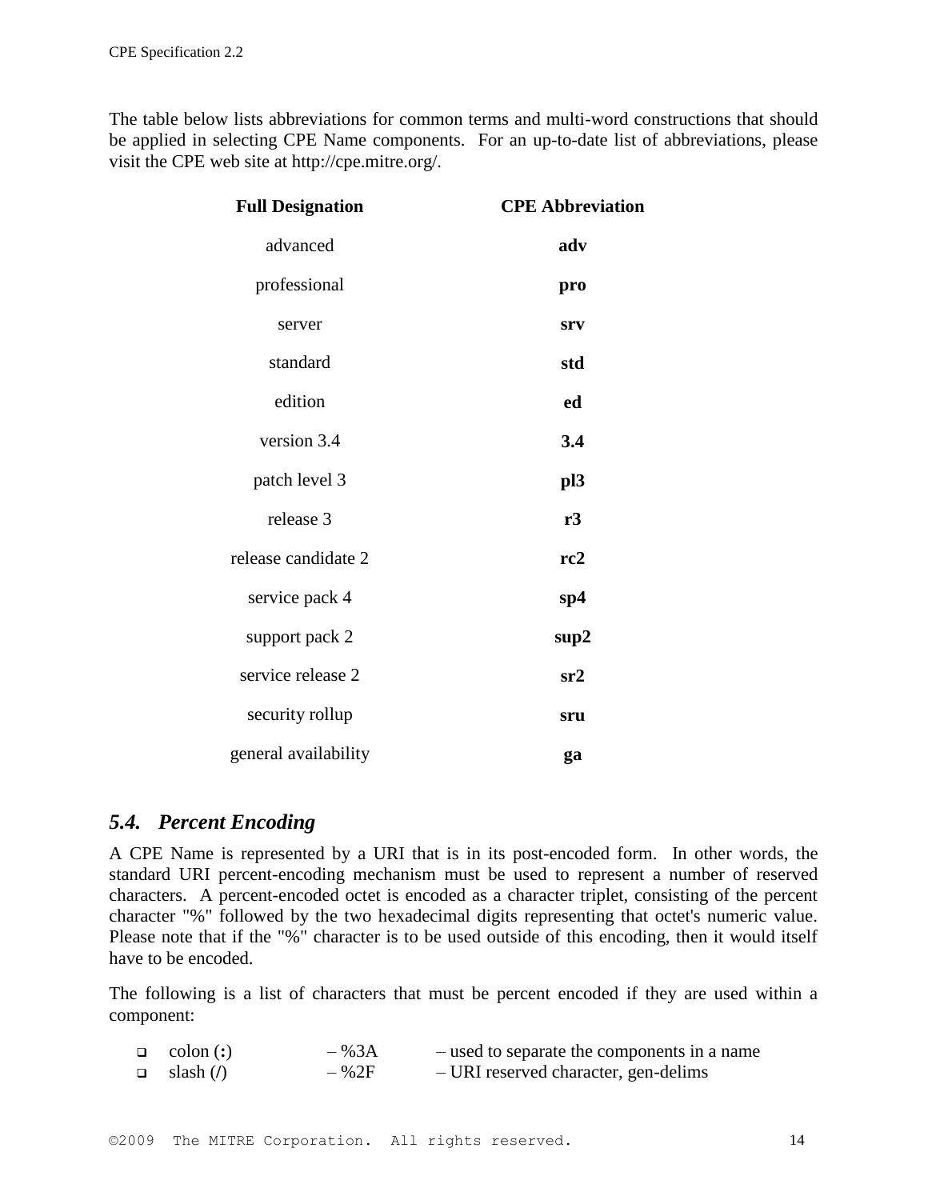The table below lists abbreviations for common terms and multi-word constructions that should be applied in selecting CPE Name components. For an up-to-date list of abbreviations, please visit the CPE web site at http://cpe.mitre.org/.

| Full Designation | CPE Abbreviation |
|---|---|
| advanced | **adv** |
| professional | **pro** |
| server | **srv** |
| standard | **std** |
| edition | **ed** |
| version 3.4 | **3.4** |
| patch level 3 | **pl3** |
| release 3 | **r3** |
| release candidate 2 | **rc2** |
| service pack 4 | **sp4** |
| support pack 2 | **sup2** |
| service release 2 | **sr2** |
| security rollup | **sru** |
| general availability | **ga** |

### *5.4. Percent Encoding*

A CPE Name is represented by a URI that is in its post-encoded form. In other words, the standard URI percent-encoding mechanism must be used to represent a number of reserved characters. A percent-encoded octet is encoded as a character triplet, consisting of the percent character "%" followed by the two hexadecimal digits representing that octet's numeric value. Please note that if the "%" character is to be used outside of this encoding, then it would itself have to be encoded.

The following is a list of characters that must be percent encoded if they are used within a component:

- colon (**:**) – %3A – used to separate the components in a name
- slash (**/**) – %2F – URI reserved character, gen-delims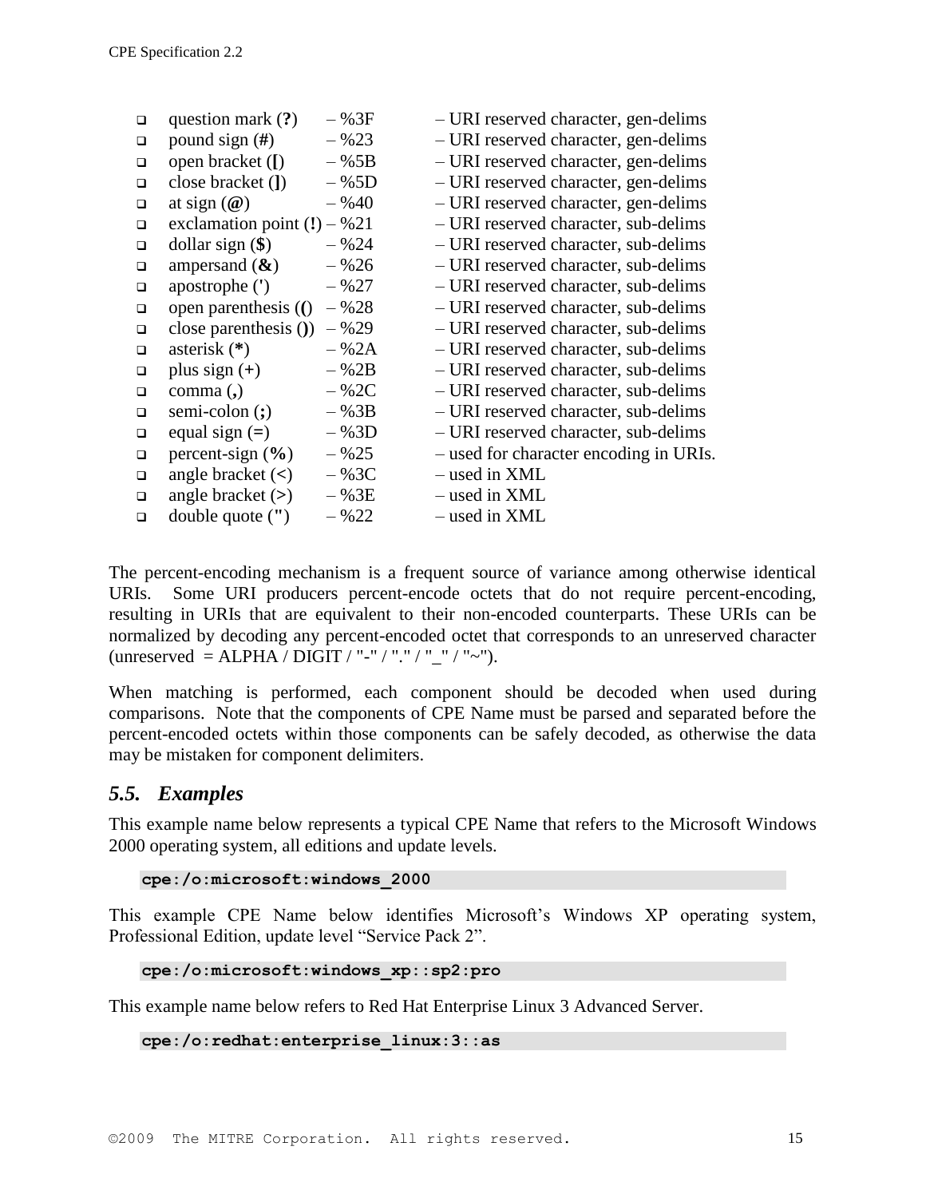- question mark (**?**) – %3F – URI reserved character, gen-delims
- pound sign (**#**) – %23 – URI reserved character, gen-delims
- open bracket (**[**) – %5B – URI reserved character, gen-delims
- close bracket (**]**) – %5D – URI reserved character, gen-delims
- at sign (**@**) – %40 – URI reserved character, gen-delims
- exclamation point (**!**) – %21 – URI reserved character, sub-delims
- dollar sign (**$**) – %24 – URI reserved character, sub-delims
- ampersand (**&**) – %26 – URI reserved character, sub-delims
- apostrophe (**'**) – %27 – URI reserved character, sub-delims
- open parenthesis (**(**) – %28 – URI reserved character, sub-delims
- close parenthesis (**)**) – %29 – URI reserved character, sub-delims
- asterisk (**\***) – %2A – URI reserved character, sub-delims
- plus sign (**+**) – %2B – URI reserved character, sub-delims
- comma (**,**) – %2C – URI reserved character, sub-delims
- semi-colon (**;**) – %3B – URI reserved character, sub-delims
- equal sign (**=**) – %3D – URI reserved character, sub-delims
- percent-sign (**%**) – %25 – used for character encoding in URIs.
- angle bracket (**<**) – %3C – used in XML
- angle bracket (**>**) – %3E – used in XML
- double quote (**"**) – %22 – used in XML

The percent-encoding mechanism is a frequent source of variance among otherwise identical URIs. Some URI producers percent-encode octets that do not require percent-encoding, resulting in URIs that are equivalent to their non-encoded counterparts. These URIs can be normalized by decoding any percent-encoded octet that corresponds to an unreserved character (unreserved = ALPHA / DIGIT / "-" / "." / "_" / "~").

When matching is performed, each component should be decoded when used during comparisons. Note that the components of CPE Name must be parsed and separated before the percent-encoded octets within those components can be safely decoded, as otherwise the data may be mistaken for component delimiters.

## *5.5. Examples*

This example name below represents a typical CPE Name that refers to the Microsoft Windows 2000 operating system, all editions and update levels.

```
cpe:/o:microsoft:windows_2000
```

This example CPE Name below identifies Microsoft's Windows XP operating system, Professional Edition, update level "Service Pack 2".

```
cpe:/o:microsoft:windows_xp::sp2:pro
```

This example name below refers to Red Hat Enterprise Linux 3 Advanced Server.

```
cpe:/o:redhat:enterprise_linux:3::as
```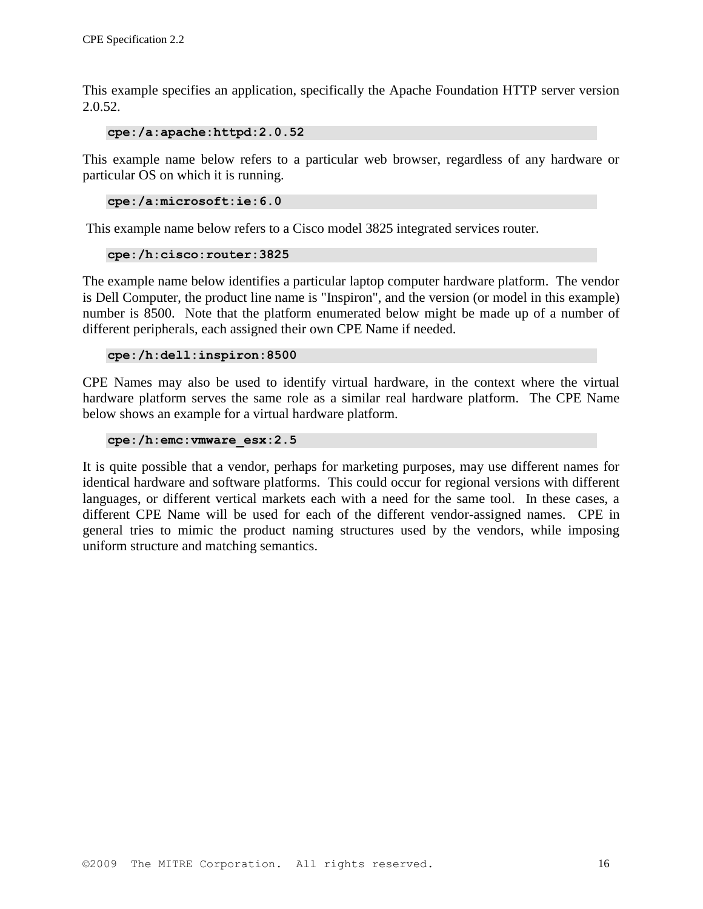This example specifies an application, specifically the Apache Foundation HTTP server version 2.0.52.

```
cpe:/a:apache:httpd:2.0.52
```

This example name below refers to a particular web browser, regardless of any hardware or particular OS on which it is running.

```
cpe:/a:microsoft:ie:6.0
```

This example name below refers to a Cisco model 3825 integrated services router.

```
cpe:/h:cisco:router:3825
```

The example name below identifies a particular laptop computer hardware platform. The vendor is Dell Computer, the product line name is "Inspiron", and the version (or model in this example) number is 8500. Note that the platform enumerated below might be made up of a number of different peripherals, each assigned their own CPE Name if needed.

```
cpe:/h:dell:inspiron:8500
```

CPE Names may also be used to identify virtual hardware, in the context where the virtual hardware platform serves the same role as a similar real hardware platform. The CPE Name below shows an example for a virtual hardware platform.

```
cpe:/h:emc:vmware_esx:2.5
```

It is quite possible that a vendor, perhaps for marketing purposes, may use different names for identical hardware and software platforms. This could occur for regional versions with different languages, or different vertical markets each with a need for the same tool. In these cases, a different CPE Name will be used for each of the different vendor-assigned names. CPE in general tries to mimic the product naming structures used by the vendors, while imposing uniform structure and matching semantics.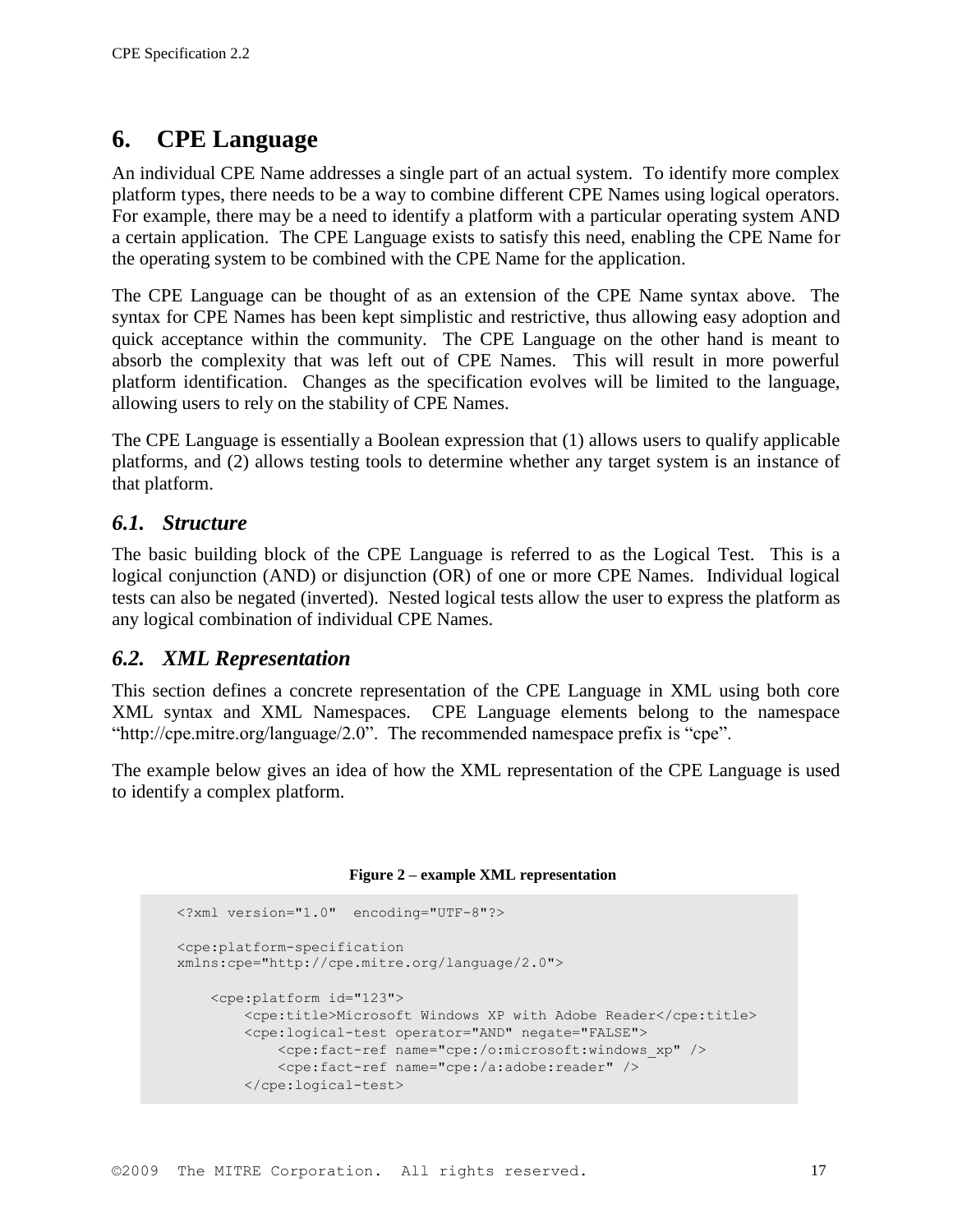# 6. CPE Language

An individual CPE Name addresses a single part of an actual system. To identify more complex platform types, there needs to be a way to combine different CPE Names using logical operators. For example, there may be a need to identify a platform with a particular operating system AND a certain application. The CPE Language exists to satisfy this need, enabling the CPE Name for the operating system to be combined with the CPE Name for the application.

The CPE Language can be thought of as an extension of the CPE Name syntax above. The syntax for CPE Names has been kept simplistic and restrictive, thus allowing easy adoption and quick acceptance within the community. The CPE Language on the other hand is meant to absorb the complexity that was left out of CPE Names. This will result in more powerful platform identification. Changes as the specification evolves will be limited to the language, allowing users to rely on the stability of CPE Names.

The CPE Language is essentially a Boolean expression that (1) allows users to qualify applicable platforms, and (2) allows testing tools to determine whether any target system is an instance of that platform.

## *6.1. Structure*

The basic building block of the CPE Language is referred to as the Logical Test. This is a logical conjunction (AND) or disjunction (OR) of one or more CPE Names. Individual logical tests can also be negated (inverted). Nested logical tests allow the user to express the platform as any logical combination of individual CPE Names.

## *6.2. XML Representation*

This section defines a concrete representation of the CPE Language in XML using both core XML syntax and XML Namespaces. CPE Language elements belong to the namespace "http://cpe.mitre.org/language/2.0". The recommended namespace prefix is "cpe".

The example below gives an idea of how the XML representation of the CPE Language is used to identify a complex platform.

**Figure 2 – example XML representation**

```
<?xml version="1.0"  encoding="UTF-8"?>

<cpe:platform-specification
xmlns:cpe="http://cpe.mitre.org/language/2.0">

    <cpe:platform id="123">
        <cpe:title>Microsoft Windows XP with Adobe Reader</cpe:title>
        <cpe:logical-test operator="AND" negate="FALSE">
            <cpe:fact-ref name="cpe:/o:microsoft:windows_xp" />
            <cpe:fact-ref name="cpe:/a:adobe:reader" />
        </cpe:logical-test>
```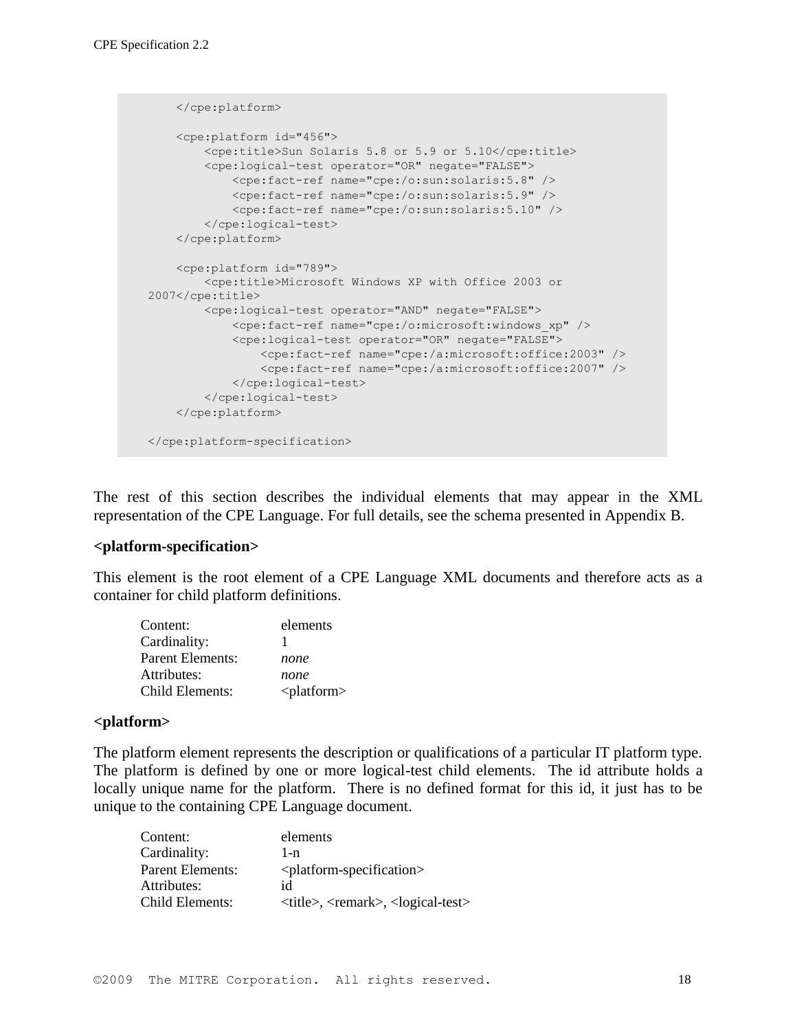```
    </cpe:platform>

    <cpe:platform id="456">
        <cpe:title>Sun Solaris 5.8 or 5.9 or 5.10</cpe:title>
        <cpe:logical-test operator="OR" negate="FALSE">
            <cpe:fact-ref name="cpe:/o:sun:solaris:5.8" />
            <cpe:fact-ref name="cpe:/o:sun:solaris:5.9" />
            <cpe:fact-ref name="cpe:/o:sun:solaris:5.10" />
        </cpe:logical-test>
    </cpe:platform>

    <cpe:platform id="789">
        <cpe:title>Microsoft Windows XP with Office 2003 or
2007</cpe:title>
        <cpe:logical-test operator="AND" negate="FALSE">
            <cpe:fact-ref name="cpe:/o:microsoft:windows_xp" />
            <cpe:logical-test operator="OR" negate="FALSE">
                <cpe:fact-ref name="cpe:/a:microsoft:office:2003" />
                <cpe:fact-ref name="cpe:/a:microsoft:office:2007" />
            </cpe:logical-test>
        </cpe:logical-test>
    </cpe:platform>

</cpe:platform-specification>
```

The rest of this section describes the individual elements that may appear in the XML representation of the CPE Language. For full details, see the schema presented in Appendix B.

**<platform-specification>**

This element is the root element of a CPE Language XML documents and therefore acts as a container for child platform definitions.

| | |
|---|---|
| Content: | elements |
| Cardinality: | 1 |
| Parent Elements: | *none* |
| Attributes: | *none* |
| Child Elements: | <platform> |

**<platform>**

The platform element represents the description or qualifications of a particular IT platform type. The platform is defined by one or more logical-test child elements. The id attribute holds a locally unique name for the platform. There is no defined format for this id, it just has to be unique to the containing CPE Language document.

| | |
|---|---|
| Content: | elements |
| Cardinality: | 1-n |
| Parent Elements: | <platform-specification> |
| Attributes: | id |
| Child Elements: | <title>, <remark>, <logical-test> |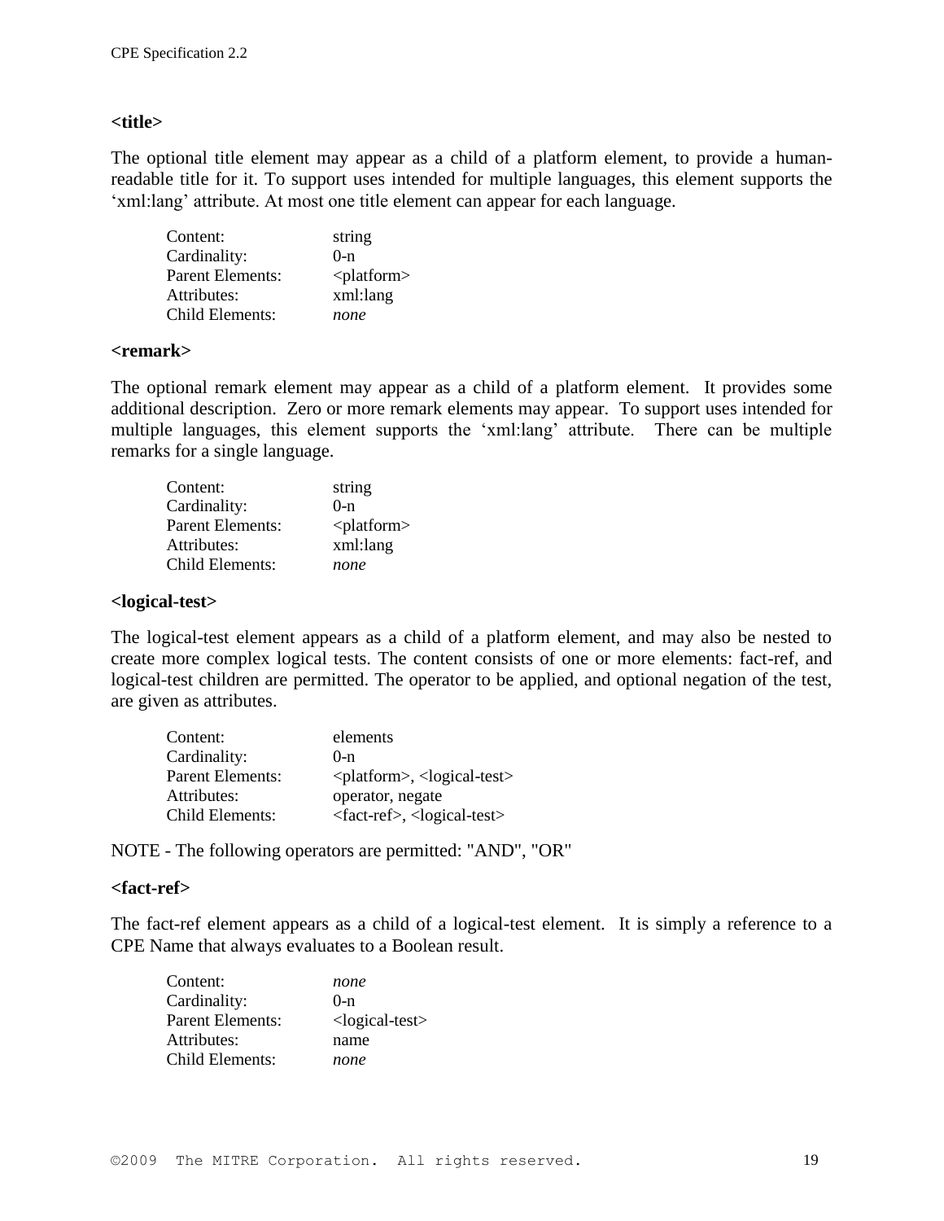**<title>**

The optional title element may appear as a child of a platform element, to provide a human-readable title for it. To support uses intended for multiple languages, this element supports the 'xml:lang' attribute. At most one title element can appear for each language.

| | |
|---|---|
| Content: | string |
| Cardinality: | 0-n |
| Parent Elements: | <platform> |
| Attributes: | xml:lang |
| Child Elements: | *none* |

**<remark>**

The optional remark element may appear as a child of a platform element. It provides some additional description. Zero or more remark elements may appear. To support uses intended for multiple languages, this element supports the 'xml:lang' attribute. There can be multiple remarks for a single language.

| | |
|---|---|
| Content: | string |
| Cardinality: | 0-n |
| Parent Elements: | <platform> |
| Attributes: | xml:lang |
| Child Elements: | *none* |

**<logical-test>**

The logical-test element appears as a child of a platform element, and may also be nested to create more complex logical tests. The content consists of one or more elements: fact-ref, and logical-test children are permitted. The operator to be applied, and optional negation of the test, are given as attributes.

| | |
|---|---|
| Content: | elements |
| Cardinality: | 0-n |
| Parent Elements: | <platform>, <logical-test> |
| Attributes: | operator, negate |
| Child Elements: | <fact-ref>, <logical-test> |

NOTE - The following operators are permitted: "AND", "OR"

**<fact-ref>**

The fact-ref element appears as a child of a logical-test element. It is simply a reference to a CPE Name that always evaluates to a Boolean result.

| | |
|---|---|
| Content: | *none* |
| Cardinality: | 0-n |
| Parent Elements: | <logical-test> |
| Attributes: | name |
| Child Elements: | *none* |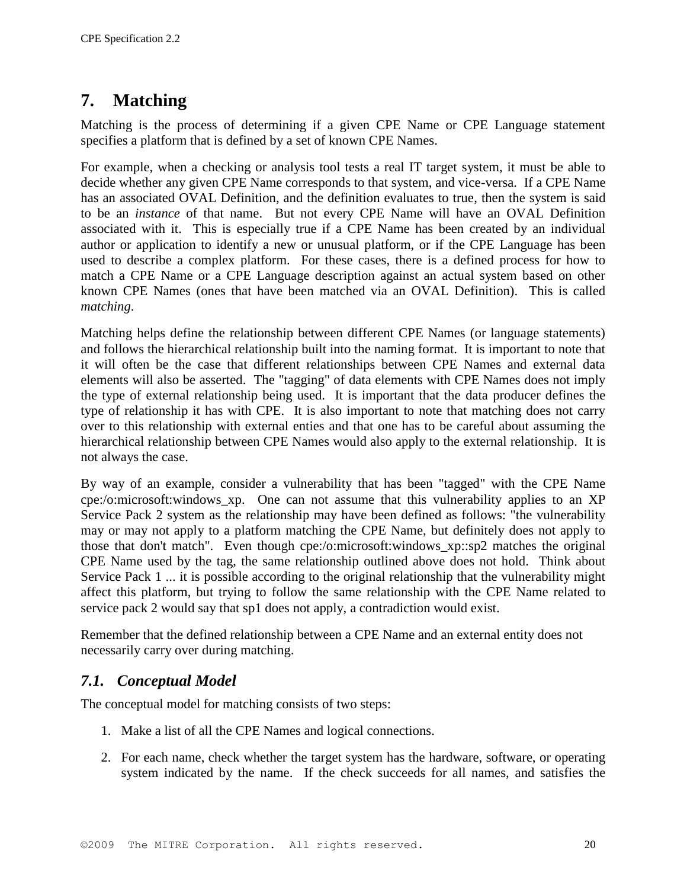# 7. Matching

Matching is the process of determining if a given CPE Name or CPE Language statement specifies a platform that is defined by a set of known CPE Names.

For example, when a checking or analysis tool tests a real IT target system, it must be able to decide whether any given CPE Name corresponds to that system, and vice-versa. If a CPE Name has an associated OVAL Definition, and the definition evaluates to true, then the system is said to be an *instance* of that name. But not every CPE Name will have an OVAL Definition associated with it. This is especially true if a CPE Name has been created by an individual author or application to identify a new or unusual platform, or if the CPE Language has been used to describe a complex platform. For these cases, there is a defined process for how to match a CPE Name or a CPE Language description against an actual system based on other known CPE Names (ones that have been matched via an OVAL Definition). This is called *matching*.

Matching helps define the relationship between different CPE Names (or language statements) and follows the hierarchical relationship built into the naming format. It is important to note that it will often be the case that different relationships between CPE Names and external data elements will also be asserted. The "tagging" of data elements with CPE Names does not imply the type of external relationship being used. It is important that the data producer defines the type of relationship it has with CPE. It is also important to note that matching does not carry over to this relationship with external enties and that one has to be careful about assuming the hierarchical relationship between CPE Names would also apply to the external relationship. It is not always the case.

By way of an example, consider a vulnerability that has been "tagged" with the CPE Name cpe:/o:microsoft:windows_xp. One can not assume that this vulnerability applies to an XP Service Pack 2 system as the relationship may have been defined as follows: "the vulnerability may or may not apply to a platform matching the CPE Name, but definitely does not apply to those that don't match". Even though cpe:/o:microsoft:windows_xp::sp2 matches the original CPE Name used by the tag, the same relationship outlined above does not hold. Think about Service Pack 1 ... it is possible according to the original relationship that the vulnerability might affect this platform, but trying to follow the same relationship with the CPE Name related to service pack 2 would say that sp1 does not apply, a contradiction would exist.

Remember that the defined relationship between a CPE Name and an external entity does not necessarily carry over during matching.

## *7.1. Conceptual Model*

The conceptual model for matching consists of two steps:

1. Make a list of all the CPE Names and logical connections.
2. For each name, check whether the target system has the hardware, software, or operating system indicated by the name. If the check succeeds for all names, and satisfies the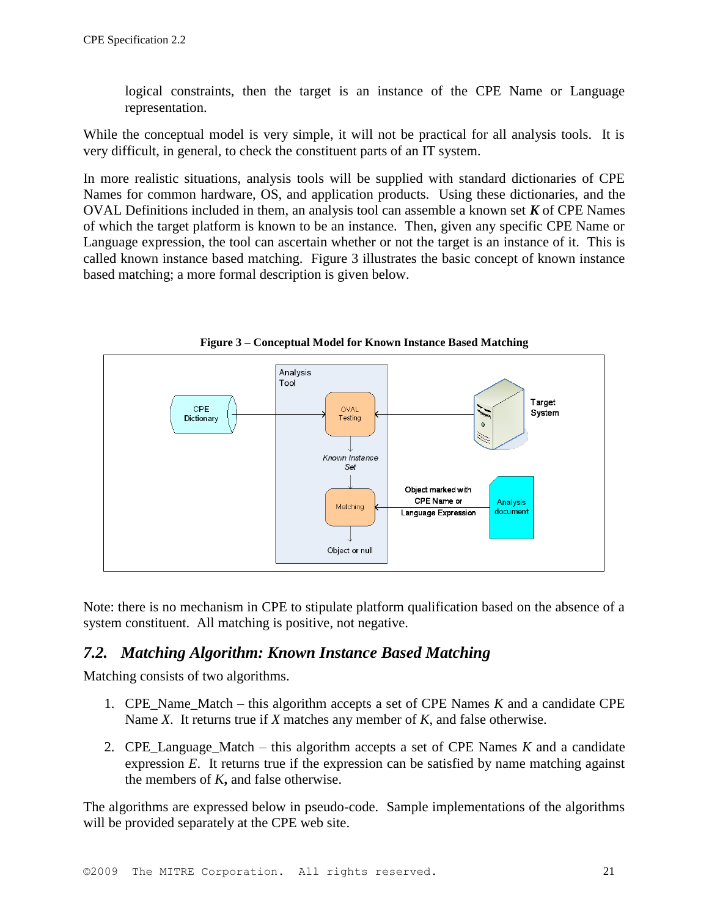logical constraints, then the target is an instance of the CPE Name or Language representation.

While the conceptual model is very simple, it will not be practical for all analysis tools. It is very difficult, in general, to check the constituent parts of an IT system.

In more realistic situations, analysis tools will be supplied with standard dictionaries of CPE Names for common hardware, OS, and application products. Using these dictionaries, and the OVAL Definitions included in them, an analysis tool can assemble a known set ***K*** of CPE Names of which the target platform is known to be an instance. Then, given any specific CPE Name or Language expression, the tool can ascertain whether or not the target is an instance of it. This is called known instance based matching. Figure 3 illustrates the basic concept of known instance based matching; a more formal description is given below.

**Figure 3 – Conceptual Model for Known Instance Based Matching**

Note: there is no mechanism in CPE to stipulate platform qualification based on the absence of a system constituent. All matching is positive, not negative.

## *7.2. Matching Algorithm: Known Instance Based Matching*

Matching consists of two algorithms.

1. CPE_Name_Match – this algorithm accepts a set of CPE Names *K* and a candidate CPE Name *X*. It returns true if *X* matches any member of *K*, and false otherwise.

2. CPE_Language_Match – this algorithm accepts a set of CPE Names *K* and a candidate expression *E*. It returns true if the expression can be satisfied by name matching against the members of *K*, and false otherwise.

The algorithms are expressed below in pseudo-code. Sample implementations of the algorithms will be provided separately at the CPE web site.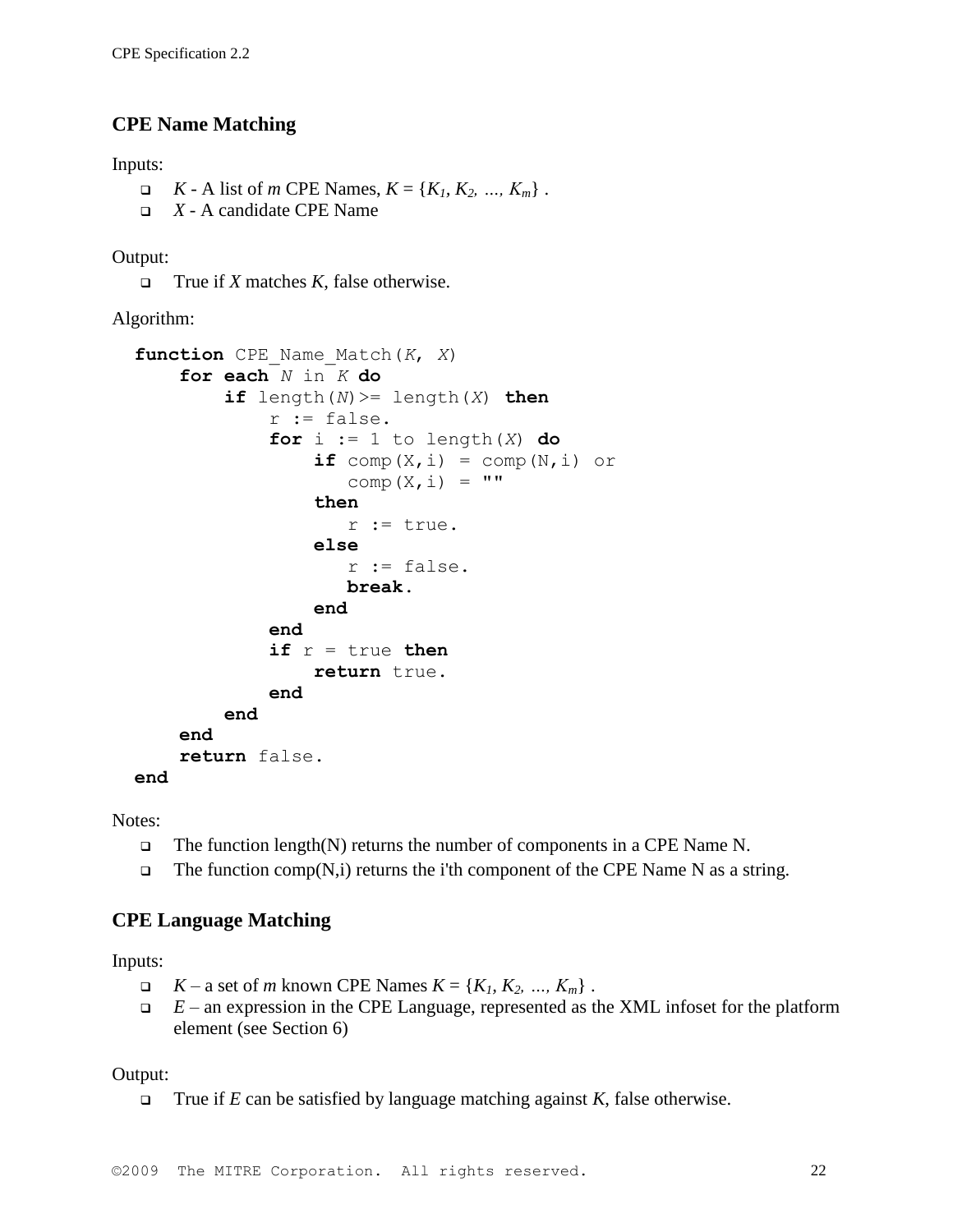### CPE Name Matching

Inputs:

- *K* - A list of *m* CPE Names, $K = \{K_1, K_2, \ldots, K_m\}$ .
- *X* - A candidate CPE Name

Output:

- True if *X* matches *K*, false otherwise.

Algorithm:

```
function CPE_Name_Match(K, X)
    for each N in K do
        if length(N)>= length(X) then
            r := false.
            for i := 1 to length(X) do
                if comp(X,i) = comp(N,i) or
                   comp(X,i) = ""
                then
                   r := true.
                else
                   r := false.
                   break.
                end
            end
            if r = true then
                return true.
            end
        end
    end
    return false.
end
```

Notes:

- The function length(N) returns the number of components in a CPE Name N.
- The function comp(N,i) returns the i'th component of the CPE Name N as a string.

### CPE Language Matching

Inputs:

- *K* – a set of *m* known CPE Names $K = \{K_1, K_2, \ldots, K_m\}$ .
- *E* – an expression in the CPE Language, represented as the XML infoset for the platform element (see Section 6)

Output:

- True if *E* can be satisfied by language matching against *K*, false otherwise.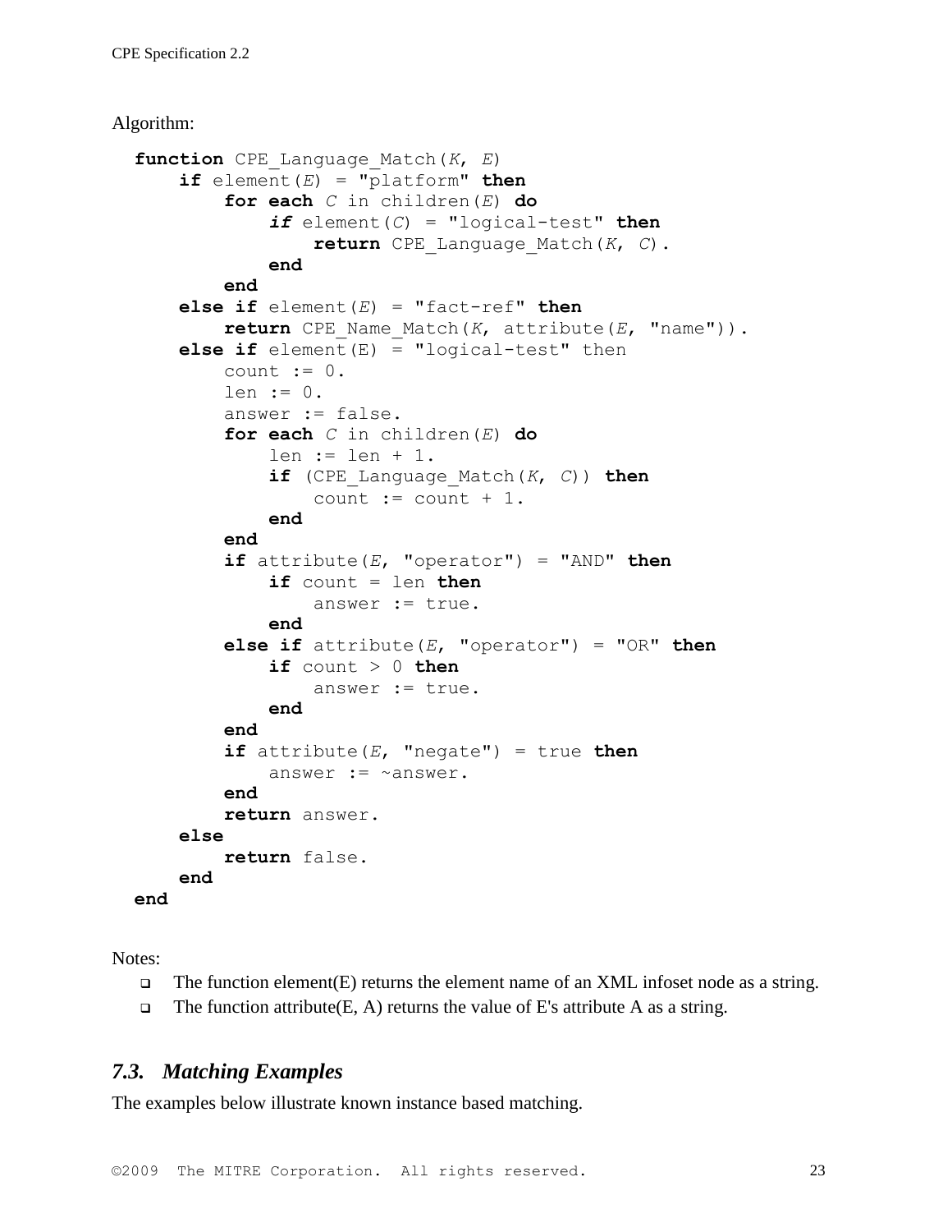Algorithm:

```
function CPE_Language_Match(K, E)
    if element(E) = "platform" then
        for each C in children(E) do
            if element(C) = "logical-test" then
                return CPE_Language_Match(K, C).
            end
        end
    else if element(E) = "fact-ref" then
        return CPE_Name_Match(K, attribute(E, "name")).
    else if element(E) = "logical-test" then
        count := 0.
        len := 0.
        answer := false.
        for each C in children(E) do
            len := len + 1.
            if (CPE_Language_Match(K, C)) then
                count := count + 1.
            end
        end
        if attribute(E, "operator") = "AND" then
            if count = len then
                answer := true.
            end
        else if attribute(E, "operator") = "OR" then
            if count > 0 then
                answer := true.
            end
        end
        if attribute(E, "negate") = true then
            answer := ~answer.
        end
        return answer.
    else
        return false.
    end
end
```

Notes:

- The function element(E) returns the element name of an XML infoset node as a string.
- The function attribute(E, A) returns the value of E's attribute A as a string.

### *7.3. Matching Examples*

The examples below illustrate known instance based matching.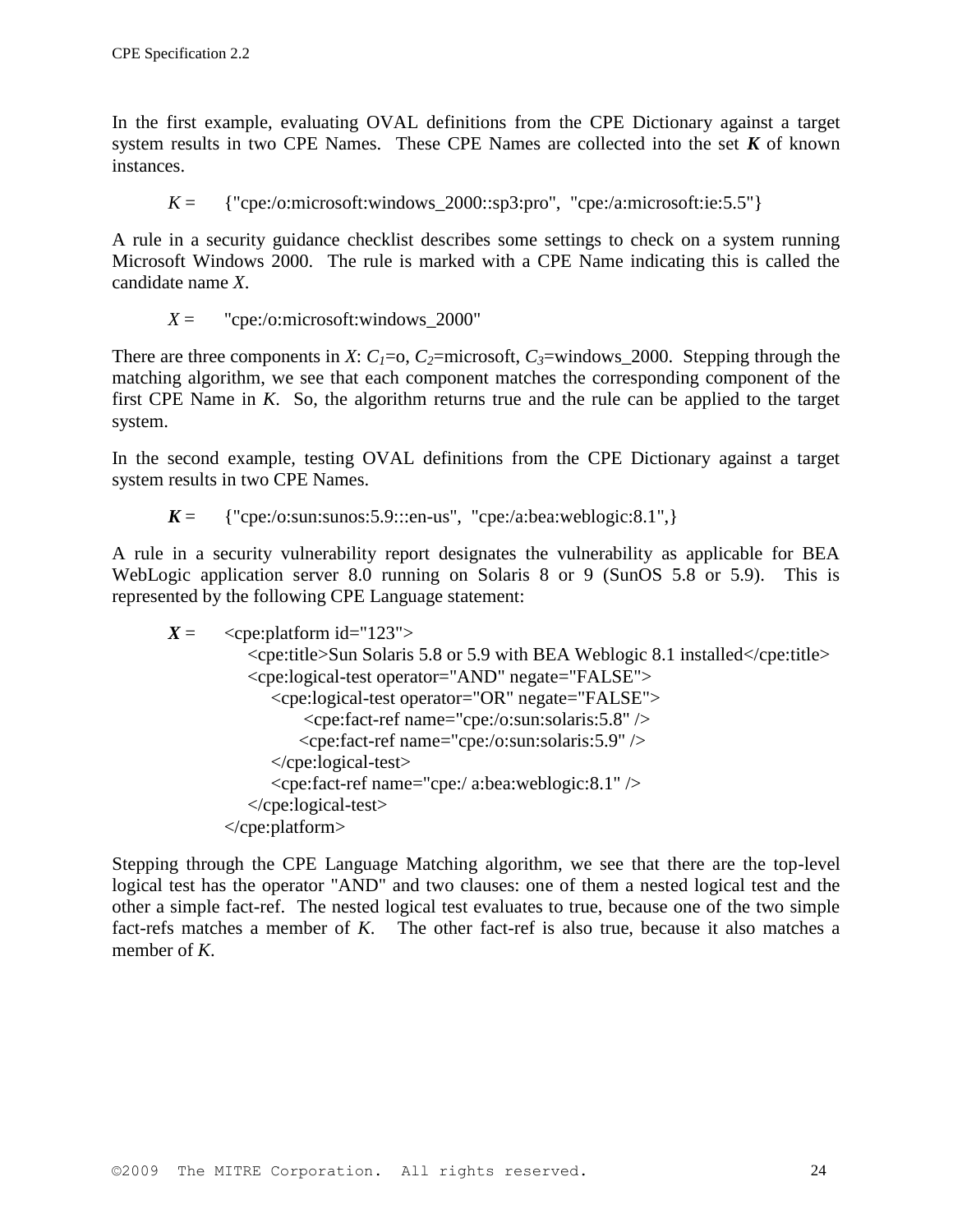In the first example, evaluating OVAL definitions from the CPE Dictionary against a target system results in two CPE Names. These CPE Names are collected into the set ***K*** of known instances.

*K* = {"cpe:/o:microsoft:windows_2000::sp3:pro", "cpe:/a:microsoft:ie:5.5"}

A rule in a security guidance checklist describes some settings to check on a system running Microsoft Windows 2000. The rule is marked with a CPE Name indicating this is called the candidate name *X*.

*X* = "cpe:/o:microsoft:windows_2000"

There are three components in *X*: $C_1$=o, $C_2$=microsoft, $C_3$=windows_2000. Stepping through the matching algorithm, we see that each component matches the corresponding component of the first CPE Name in *K*. So, the algorithm returns true and the rule can be applied to the target system.

In the second example, testing OVAL definitions from the CPE Dictionary against a target system results in two CPE Names.

***K*** = {"cpe:/o:sun:sunos:5.9:::en-us", "cpe:/a:bea:weblogic:8.1",}

A rule in a security vulnerability report designates the vulnerability as applicable for BEA WebLogic application server 8.0 running on Solaris 8 or 9 (SunOS 5.8 or 5.9). This is represented by the following CPE Language statement:

***X*** =

```
<cpe:platform id="123">
    <cpe:title>Sun Solaris 5.8 or 5.9 with BEA Weblogic 8.1 installed</cpe:title>
    <cpe:logical-test operator="AND" negate="FALSE">
        <cpe:logical-test operator="OR" negate="FALSE">
            <cpe:fact-ref name="cpe:/o:sun:solaris:5.8" />
            <cpe:fact-ref name="cpe:/o:sun:solaris:5.9" />
        </cpe:logical-test>
        <cpe:fact-ref name="cpe:/ a:bea:weblogic:8.1" />
    </cpe:logical-test>
</cpe:platform>
```

Stepping through the CPE Language Matching algorithm, we see that there are the top-level logical test has the operator "AND" and two clauses: one of them a nested logical test and the other a simple fact-ref. The nested logical test evaluates to true, because one of the two simple fact-refs matches a member of *K*. The other fact-ref is also true, because it also matches a member of *K*.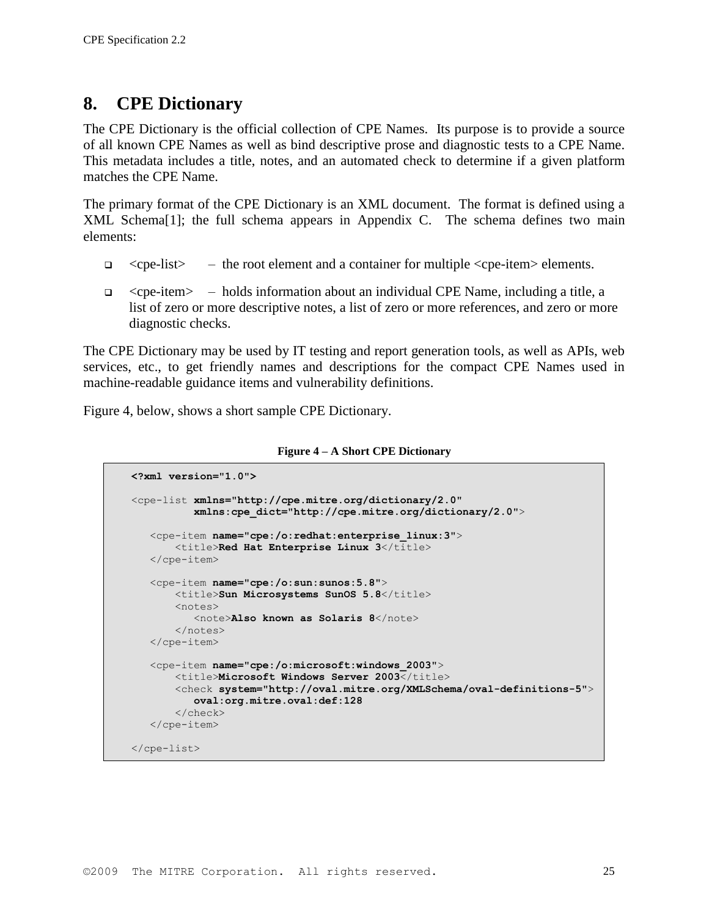# 8. CPE Dictionary

The CPE Dictionary is the official collection of CPE Names. Its purpose is to provide a source of all known CPE Names as well as bind descriptive prose and diagnostic tests to a CPE Name. This metadata includes a title, notes, and an automated check to determine if a given platform matches the CPE Name.

The primary format of the CPE Dictionary is an XML document. The format is defined using a XML Schema[1]; the full schema appears in Appendix C. The schema defines two main elements:

- <cpe-list> – the root element and a container for multiple <cpe-item> elements.
- <cpe-item> – holds information about an individual CPE Name, including a title, a list of zero or more descriptive notes, a list of zero or more references, and zero or more diagnostic checks.

The CPE Dictionary may be used by IT testing and report generation tools, as well as APIs, web services, etc., to get friendly names and descriptions for the compact CPE Names used in machine-readable guidance items and vulnerability definitions.

Figure 4, below, shows a short sample CPE Dictionary.

**Figure 4 – A Short CPE Dictionary**

```
<?xml version="1.0">

<cpe-list xmlns="http://cpe.mitre.org/dictionary/2.0"
          xmlns:cpe_dict="http://cpe.mitre.org/dictionary/2.0">

   <cpe-item name="cpe:/o:redhat:enterprise_linux:3">
       <title>Red Hat Enterprise Linux 3</title>
   </cpe-item>

   <cpe-item name="cpe:/o:sun:sunos:5.8">
       <title>Sun Microsystems SunOS 5.8</title>
       <notes>
          <note>Also known as Solaris 8</note>
       </notes>
   </cpe-item>

   <cpe-item name="cpe:/o:microsoft:windows_2003">
       <title>Microsoft Windows Server 2003</title>
       <check system="http://oval.mitre.org/XMLSchema/oval-definitions-5">
          oval:org.mitre.oval:def:128
       </check>
   </cpe-item>

</cpe-list>
```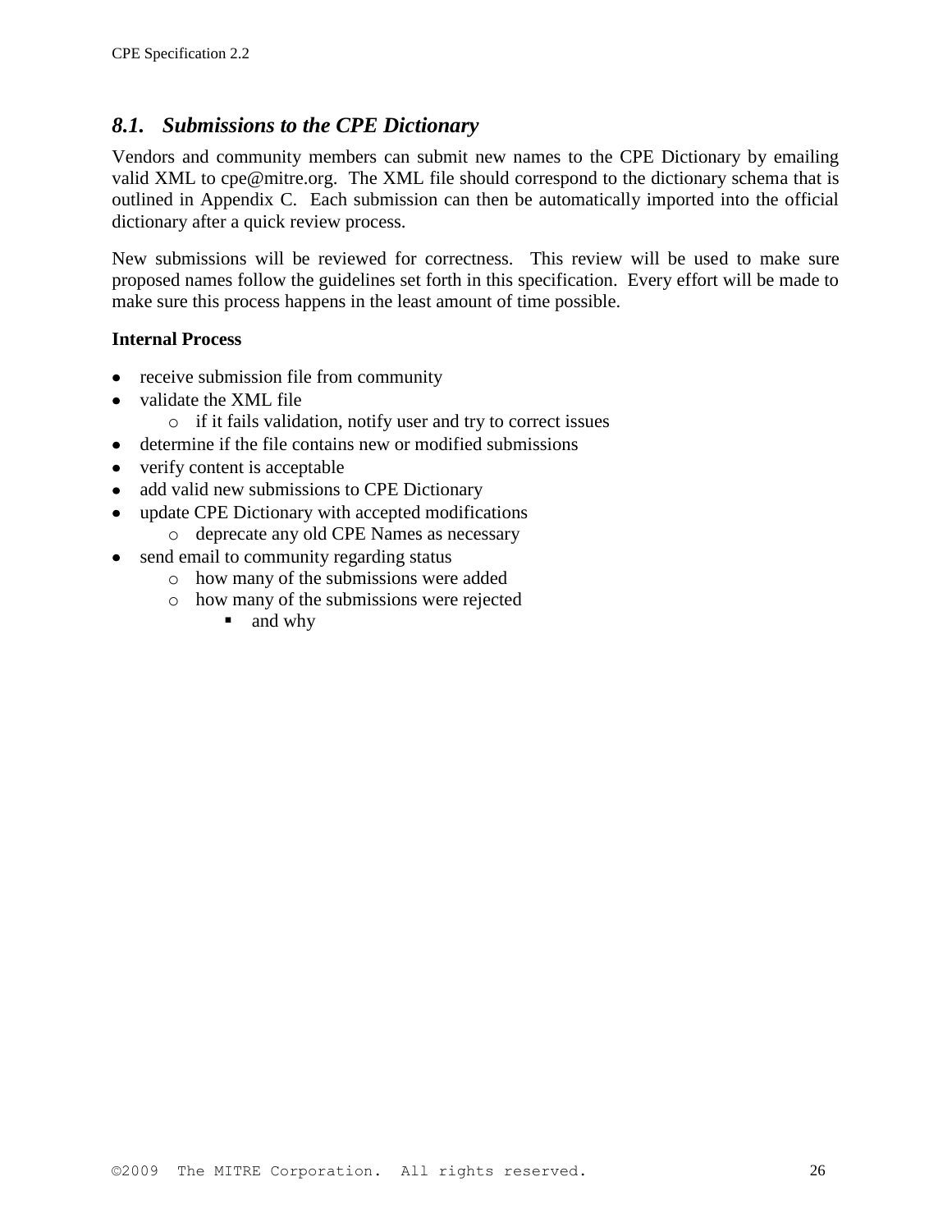## 8.1. *Submissions to the CPE Dictionary*

Vendors and community members can submit new names to the CPE Dictionary by emailing valid XML to cpe@mitre.org. The XML file should correspond to the dictionary schema that is outlined in Appendix C. Each submission can then be automatically imported into the official dictionary after a quick review process.

New submissions will be reviewed for correctness. This review will be used to make sure proposed names follow the guidelines set forth in this specification. Every effort will be made to make sure this process happens in the least amount of time possible.

**Internal Process**

- receive submission file from community
- validate the XML file
  - if it fails validation, notify user and try to correct issues
- determine if the file contains new or modified submissions
- verify content is acceptable
- add valid new submissions to CPE Dictionary
- update CPE Dictionary with accepted modifications
  - deprecate any old CPE Names as necessary
- send email to community regarding status
  - how many of the submissions were added
  - how many of the submissions were rejected
    - and why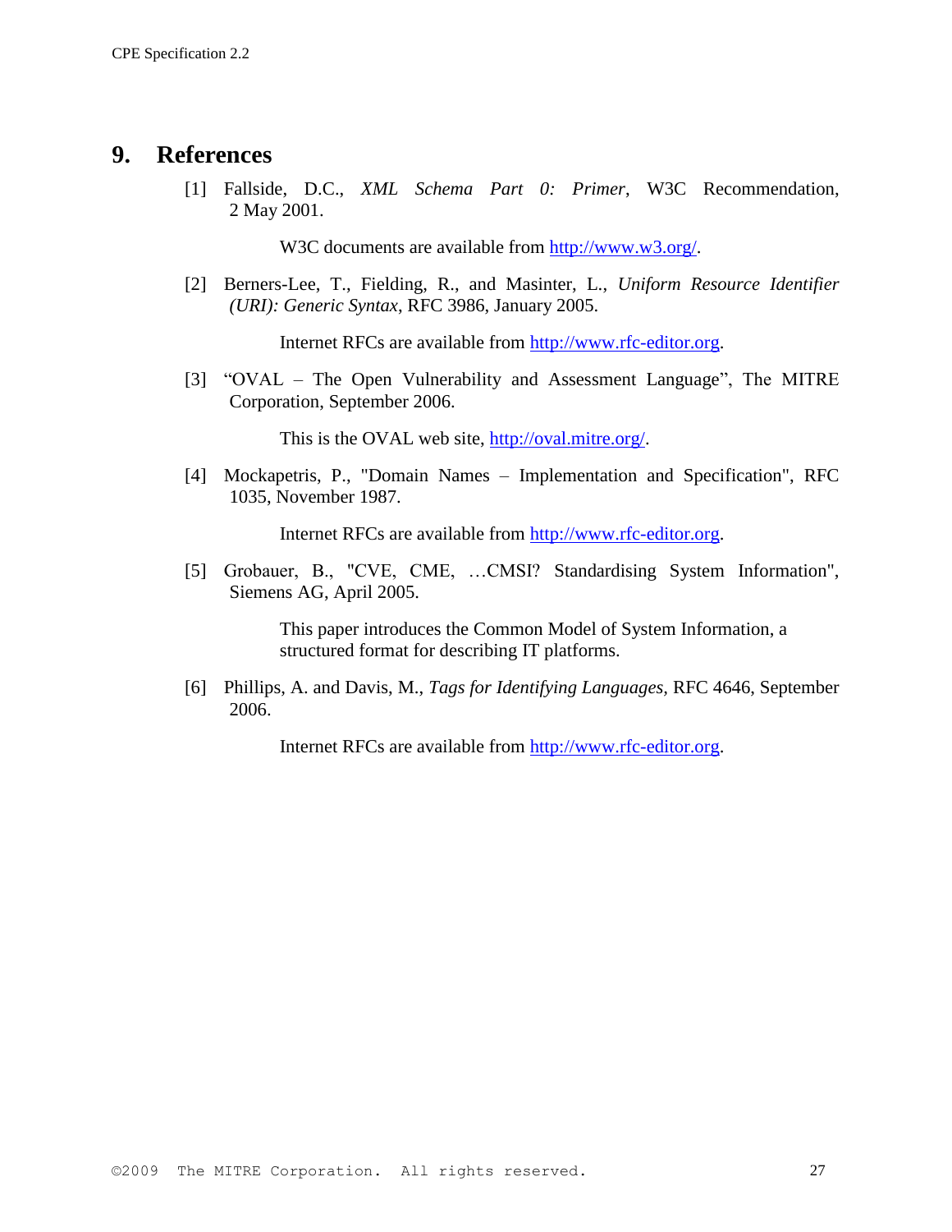# 9. References

[1] Fallside, D.C., *XML Schema Part 0: Primer*, W3C Recommendation, 2 May 2001.

> W3C documents are available from http://www.w3.org/.

[2] Berners-Lee, T., Fielding, R., and Masinter, L., *Uniform Resource Identifier (URI): Generic Syntax*, RFC 3986, January 2005.

> Internet RFCs are available from http://www.rfc-editor.org.

[3] "OVAL – The Open Vulnerability and Assessment Language", The MITRE Corporation, September 2006.

> This is the OVAL web site, http://oval.mitre.org/.

[4] Mockapetris, P., "Domain Names – Implementation and Specification", RFC 1035, November 1987.

> Internet RFCs are available from http://www.rfc-editor.org.

[5] Grobauer, B., "CVE, CME, …CMSI? Standardising System Information", Siemens AG, April 2005.

> This paper introduces the Common Model of System Information, a structured format for describing IT platforms.

[6] Phillips, A. and Davis, M., *Tags for Identifying Languages*, RFC 4646, September 2006.

> Internet RFCs are available from http://www.rfc-editor.org.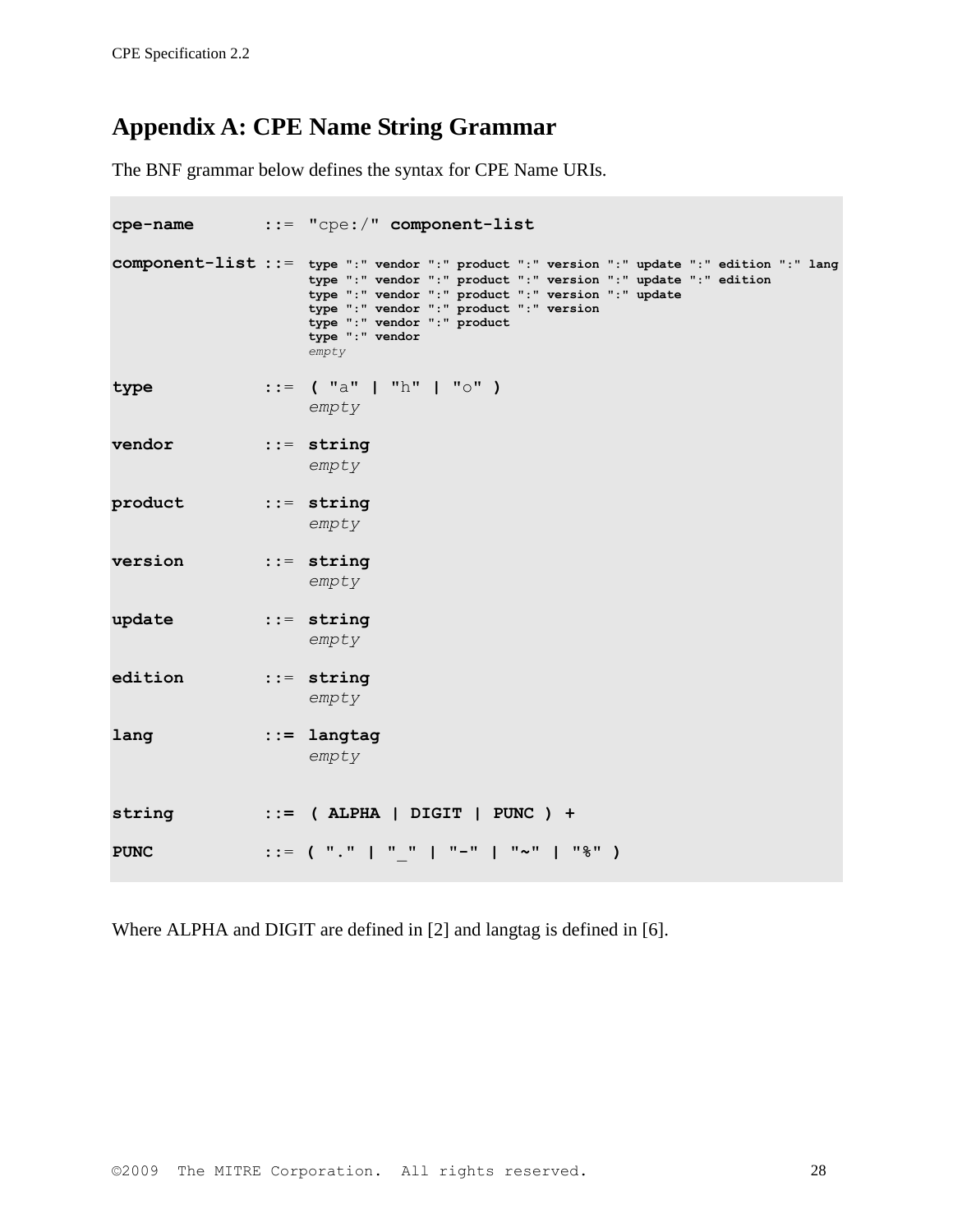# Appendix A: CPE Name String Grammar

The BNF grammar below defines the syntax for CPE Name URIs.

```
cpe-name       ::= "cpe:/" component-list

component-list ::= type ":" vendor ":" product ":" version ":" update ":" edition ":" lang
                   type ":" vendor ":" product ":" version ":" update ":" edition
                   type ":" vendor ":" product ":" version ":" update
                   type ":" vendor ":" product ":" version
                   type ":" vendor ":" product
                   type ":" vendor
                   empty

type           ::= ( "a" | "h" | "o" )
                   empty

vendor         ::= string
                   empty

product        ::= string
                   empty

version        ::= string
                   empty

update         ::= string
                   empty

edition        ::= string
                   empty

lang           ::= langtag
                   empty


string         ::= ( ALPHA | DIGIT | PUNC ) +

PUNC           ::= ( "." | "_" | "-" | "~" | "%" )
```

Where ALPHA and DIGIT are defined in [2] and langtag is defined in [6].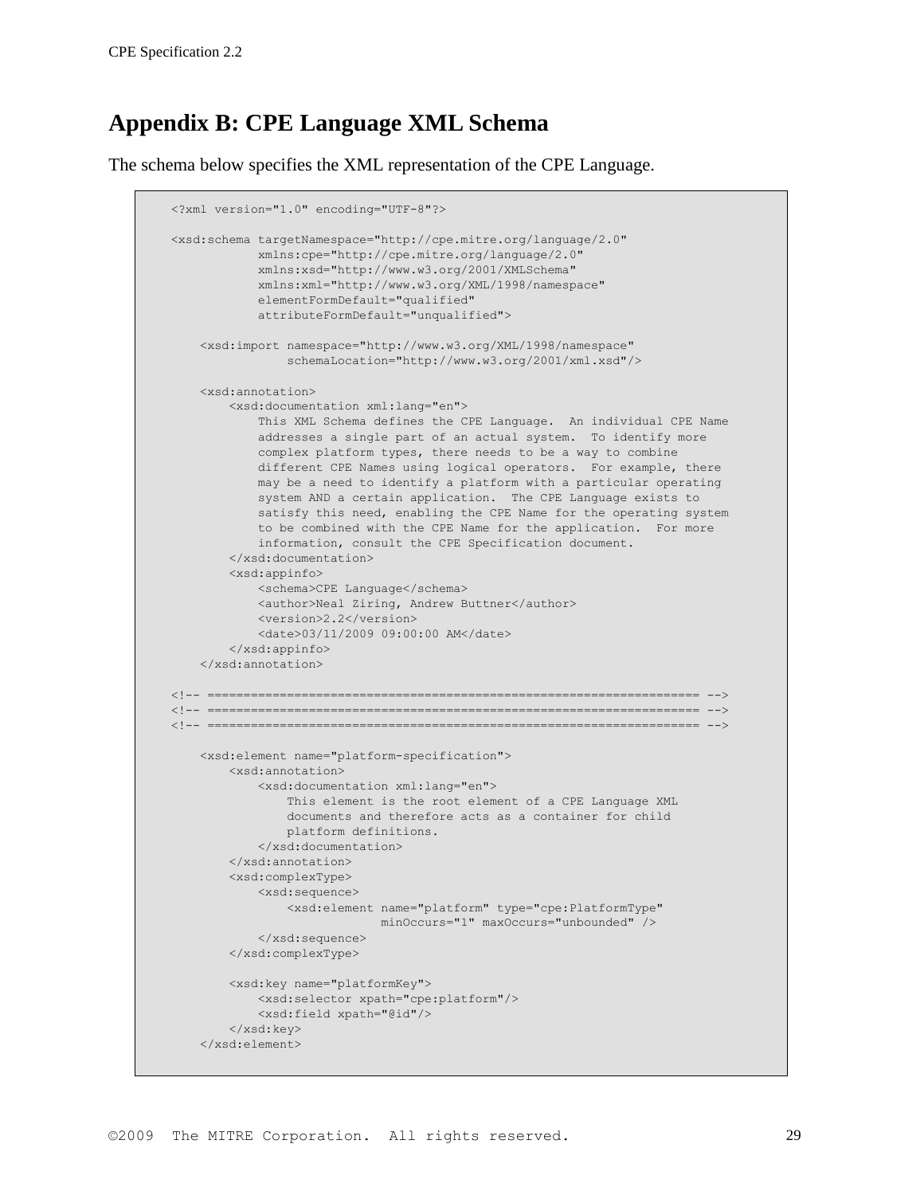# Appendix B: CPE Language XML Schema

The schema below specifies the XML representation of the CPE Language.

```
<?xml version="1.0" encoding="UTF-8"?>

<xsd:schema targetNamespace="http://cpe.mitre.org/language/2.0"
            xmlns:cpe="http://cpe.mitre.org/language/2.0"
            xmlns:xsd="http://www.w3.org/2001/XMLSchema"
            xmlns:xml="http://www.w3.org/XML/1998/namespace"
            elementFormDefault="qualified"
            attributeFormDefault="unqualified">

    <xsd:import namespace="http://www.w3.org/XML/1998/namespace"
                schemaLocation="http://www.w3.org/2001/xml.xsd"/>

    <xsd:annotation>
        <xsd:documentation xml:lang="en">
            This XML Schema defines the CPE Language.  An individual CPE Name
            addresses a single part of an actual system.  To identify more
            complex platform types, there needs to be a way to combine
            different CPE Names using logical operators.  For example, there
            may be a need to identify a platform with a particular operating
            system AND a certain application.  The CPE Language exists to
            satisfy this need, enabling the CPE Name for the operating system
            to be combined with the CPE Name for the application.  For more
            information, consult the CPE Specification document.
        </xsd:documentation>
        <xsd:appinfo>
            <schema>CPE Language</schema>
            <author>Neal Ziring, Andrew Buttner</author>
            <version>2.2</version>
            <date>03/11/2009 09:00:00 AM</date>
        </xsd:appinfo>
    </xsd:annotation>

<!-- ================================================================== -->
<!-- ================================================================== -->
<!-- ================================================================== -->

    <xsd:element name="platform-specification">
        <xsd:annotation>
            <xsd:documentation xml:lang="en">
                This element is the root element of a CPE Language XML
                documents and therefore acts as a container for child
                platform definitions.
            </xsd:documentation>
        </xsd:annotation>
        <xsd:complexType>
            <xsd:sequence>
                <xsd:element name="platform" type="cpe:PlatformType"
                             minOccurs="1" maxOccurs="unbounded" />
            </xsd:sequence>
        </xsd:complexType>

        <xsd:key name="platformKey">
            <xsd:selector xpath="cpe:platform"/>
            <xsd:field xpath="@id"/>
        </xsd:key>
    </xsd:element>
```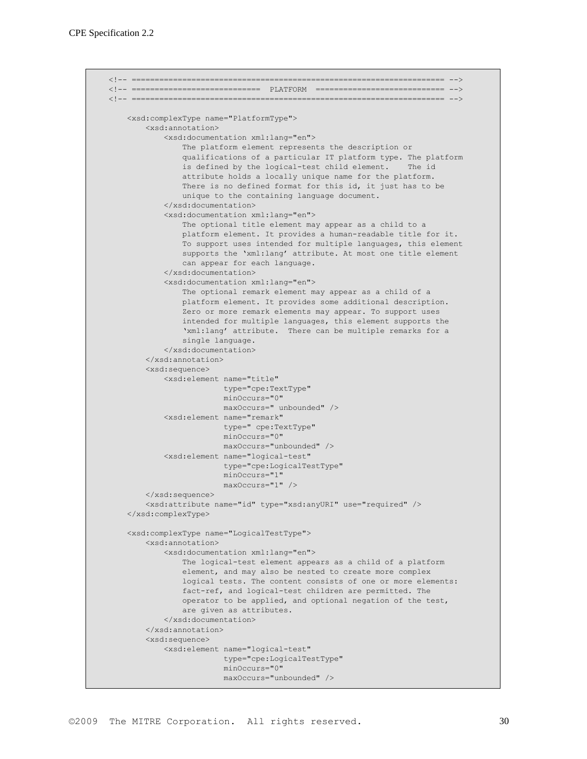```
<!-- ================================================================== -->
<!-- ============================  PLATFORM  ============================ -->
<!-- ================================================================== -->

    <xsd:complexType name="PlatformType">
        <xsd:annotation>
            <xsd:documentation xml:lang="en">
                The platform element represents the description or
                qualifications of a particular IT platform type. The platform
                is defined by the logical-test child element.    The id
                attribute holds a locally unique name for the platform.
                There is no defined format for this id, it just has to be
                unique to the containing language document.
            </xsd:documentation>
            <xsd:documentation xml:lang="en">
                The optional title element may appear as a child to a
                platform element. It provides a human-readable title for it.
                To support uses intended for multiple languages, this element
                supports the ‘xml:lang’ attribute. At most one title element
                can appear for each language.
            </xsd:documentation>
            <xsd:documentation xml:lang="en">
                The optional remark element may appear as a child of a
                platform element. It provides some additional description.
                Zero or more remark elements may appear. To support uses
                intended for multiple languages, this element supports the
                ‘xml:lang’ attribute.  There can be multiple remarks for a
                single language.
            </xsd:documentation>
        </xsd:annotation>
        <xsd:sequence>
            <xsd:element name="title"
                         type="cpe:TextType"
                         minOccurs="0"
                         maxOccurs=" unbounded" />
            <xsd:element name="remark"
                         type=" cpe:TextType"
                         minOccurs="0"
                         maxOccurs="unbounded" />
            <xsd:element name="logical-test"
                         type="cpe:LogicalTestType"
                         minOccurs="1"
                         maxOccurs="1" />
        </xsd:sequence>
        <xsd:attribute name="id" type="xsd:anyURI" use="required" />
    </xsd:complexType>

    <xsd:complexType name="LogicalTestType">
        <xsd:annotation>
            <xsd:documentation xml:lang="en">
                The logical-test element appears as a child of a platform
                element, and may also be nested to create more complex
                logical tests. The content consists of one or more elements:
                fact-ref, and logical-test children are permitted. The
                operator to be applied, and optional negation of the test,
                are given as attributes.
            </xsd:documentation>
        </xsd:annotation>
        <xsd:sequence>
            <xsd:element name="logical-test"
                         type="cpe:LogicalTestType"
                         minOccurs="0"
                         maxOccurs="unbounded" />
```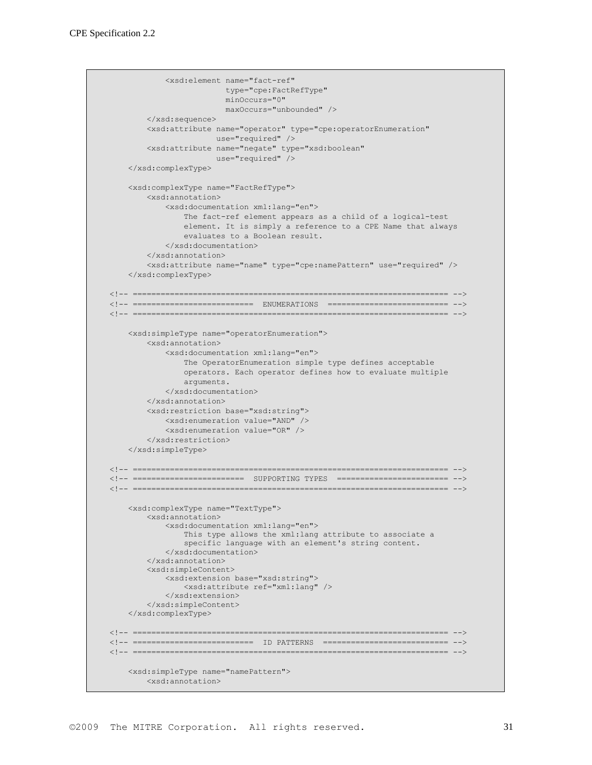```
            <xsd:element name="fact-ref"
                         type="cpe:FactRefType"
                         minOccurs="0"
                         maxOccurs="unbounded" />
        </xsd:sequence>
        <xsd:attribute name="operator" type="cpe:operatorEnumeration"
                       use="required" />
        <xsd:attribute name="negate" type="xsd:boolean"
                       use="required" />
    </xsd:complexType>

    <xsd:complexType name="FactRefType">
        <xsd:annotation>
            <xsd:documentation xml:lang="en">
                The fact-ref element appears as a child of a logical-test
                element. It is simply a reference to a CPE Name that always
                evaluates to a Boolean result.
            </xsd:documentation>
        </xsd:annotation>
        <xsd:attribute name="name" type="cpe:namePattern" use="required" />
    </xsd:complexType>

<!-- ================================================================== -->
<!-- ==========================  ENUMERATIONS  ========================== -->
<!-- ================================================================== -->

    <xsd:simpleType name="operatorEnumeration">
        <xsd:annotation>
            <xsd:documentation xml:lang="en">
                The OperatorEnumeration simple type defines acceptable
                operators. Each operator defines how to evaluate multiple
                arguments.
            </xsd:documentation>
        </xsd:annotation>
        <xsd:restriction base="xsd:string">
            <xsd:enumeration value="AND" />
            <xsd:enumeration value="OR" />
        </xsd:restriction>
    </xsd:simpleType>

<!-- ================================================================== -->
<!-- =======================  SUPPORTING TYPES  ======================= -->
<!-- ================================================================== -->

    <xsd:complexType name="TextType">
        <xsd:annotation>
            <xsd:documentation xml:lang="en">
                This type allows the xml:lang attribute to associate a
                specific language with an element's string content.
            </xsd:documentation>
        </xsd:annotation>
        <xsd:simpleContent>
            <xsd:extension base="xsd:string">
                <xsd:attribute ref="xml:lang" />
            </xsd:extension>
        </xsd:simpleContent>
    </xsd:complexType>

<!-- ================================================================== -->
<!-- =========================  ID PATTERNS  ========================== -->
<!-- ================================================================== -->

    <xsd:simpleType name="namePattern">
        <xsd:annotation>
```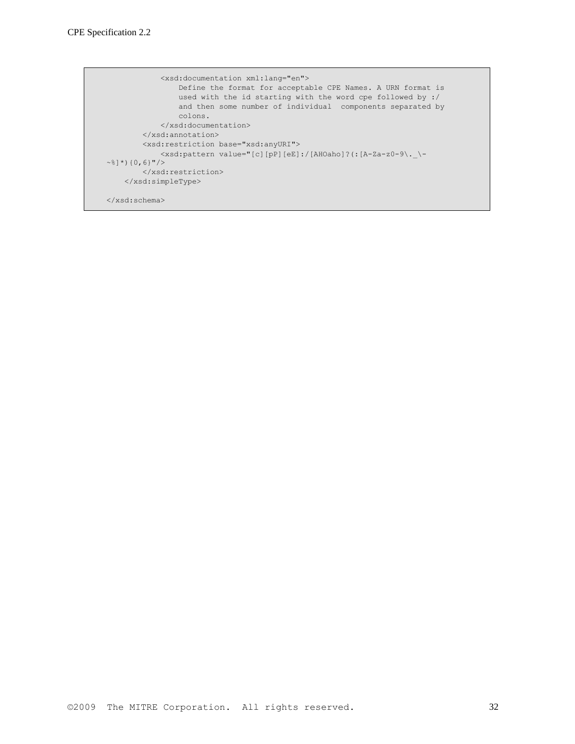```
            <xsd:documentation xml:lang="en">
                Define the format for acceptable CPE Names. A URN format is
                used with the id starting with the word cpe followed by :/
                and then some number of individual  components separated by
                colons.
            </xsd:documentation>
        </xsd:annotation>
        <xsd:restriction base="xsd:anyURI">
            <xsd:pattern value="[c][pP][eE]:/[AHOaho]?(:[A-Za-z0-9\._\-
~%]*){0,6}"/>
        </xsd:restriction>
    </xsd:simpleType>

</xsd:schema>
```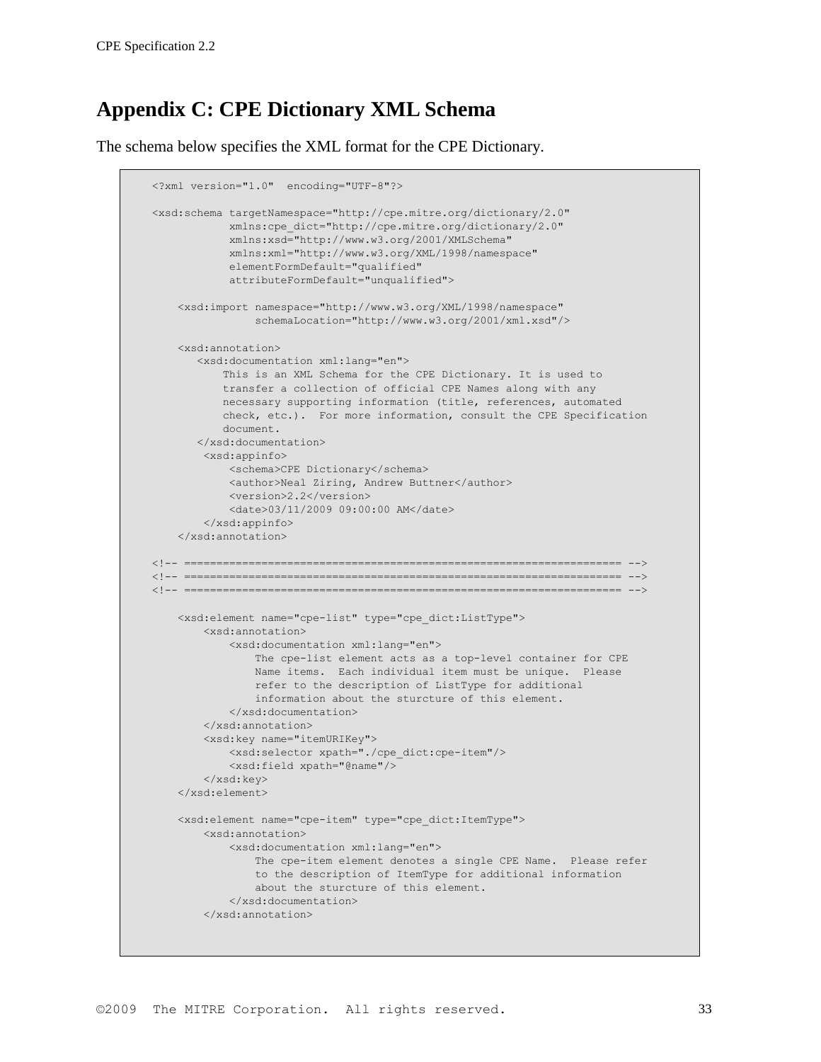# Appendix C: CPE Dictionary XML Schema

The schema below specifies the XML format for the CPE Dictionary.

```
<?xml version="1.0"  encoding="UTF-8"?>

<xsd:schema targetNamespace="http://cpe.mitre.org/dictionary/2.0"
            xmlns:cpe_dict="http://cpe.mitre.org/dictionary/2.0"
            xmlns:xsd="http://www.w3.org/2001/XMLSchema"
            xmlns:xml="http://www.w3.org/XML/1998/namespace"
            elementFormDefault="qualified"
            attributeFormDefault="unqualified">

    <xsd:import namespace="http://www.w3.org/XML/1998/namespace"
                schemaLocation="http://www.w3.org/2001/xml.xsd"/>

    <xsd:annotation>
       <xsd:documentation xml:lang="en">
           This is an XML Schema for the CPE Dictionary. It is used to
           transfer a collection of official CPE Names along with any
           necessary supporting information (title, references, automated
           check, etc.).  For more information, consult the CPE Specification
           document.
       </xsd:documentation>
        <xsd:appinfo>
            <schema>CPE Dictionary</schema>
            <author>Neal Ziring, Andrew Buttner</author>
            <version>2.2</version>
            <date>03/11/2009 09:00:00 AM</date>
        </xsd:appinfo>
    </xsd:annotation>

<!-- ==================================================================== -->
<!-- ==================================================================== -->
<!-- ==================================================================== -->

    <xsd:element name="cpe-list" type="cpe_dict:ListType">
        <xsd:annotation>
            <xsd:documentation xml:lang="en">
                The cpe-list element acts as a top-level container for CPE
                Name items.  Each individual item must be unique.  Please
                refer to the description of ListType for additional
                information about the sturcture of this element.
            </xsd:documentation>
        </xsd:annotation>
        <xsd:key name="itemURIKey">
            <xsd:selector xpath="./cpe_dict:cpe-item"/>
            <xsd:field xpath="@name"/>
        </xsd:key>
    </xsd:element>

    <xsd:element name="cpe-item" type="cpe_dict:ItemType">
        <xsd:annotation>
            <xsd:documentation xml:lang="en">
                The cpe-item element denotes a single CPE Name.  Please refer
                to the description of ItemType for additional information
                about the sturcture of this element.
            </xsd:documentation>
        </xsd:annotation>
```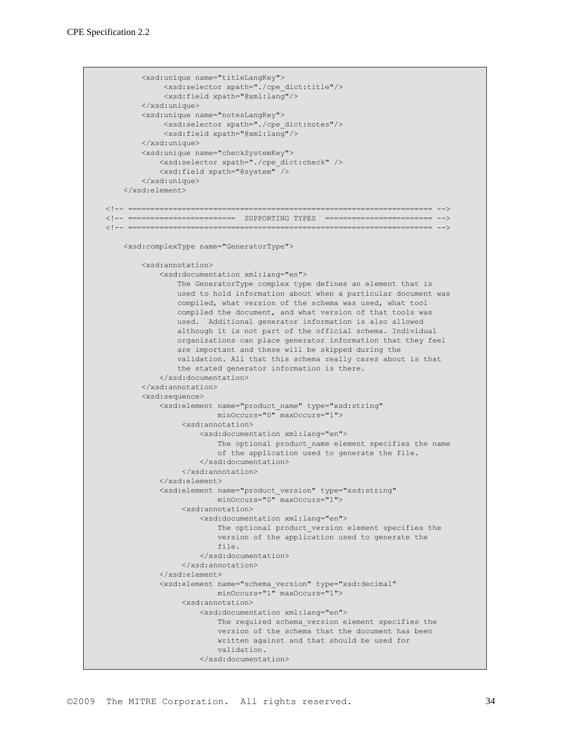```
        <xsd:unique name="titleLangKey">
             <xsd:selector xpath="./cpe_dict:title"/>
             <xsd:field xpath="@xml:lang"/>
        </xsd:unique>
        <xsd:unique name="notesLangKey">
             <xsd:selector xpath="./cpe_dict:notes"/>
             <xsd:field xpath="@xml:lang"/>
        </xsd:unique>
        <xsd:unique name="checkSystemKey">
            <xsd:selector xpath="./cpe_dict:check" />
            <xsd:field xpath="@system" />
        </xsd:unique>
    </xsd:element>

<!-- ================================================================== -->
<!-- =======================  SUPPORTING TYPES  ======================= -->
<!-- ================================================================== -->

    <xsd:complexType name="GeneratorType">

        <xsd:annotation>
            <xsd:documentation xml:lang="en">
                The GeneratorType complex type defines an element that is
                used to hold information about when a particular document was
                compiled, what version of the schema was used, what tool
                compiled the document, and what version of that tools was
                used.  Additional generator information is also allowed
                although it is not part of the official schema. Individual
                organizations can place generator information that they feel
                are important and these will be skipped during the
                validation. All that this schema really cares about is that
                the stated generator information is there.
            </xsd:documentation>
        </xsd:annotation>
        <xsd:sequence>
            <xsd:element name="product_name" type="xsd:string"
                         minOccurs="0" maxOccurs="1">
                 <xsd:annotation>
                     <xsd:documentation xml:lang="en">
                         The optional product_name element specifies the name
                         of the application used to generate the file.
                     </xsd:documentation>
                 </xsd:annotation>
            </xsd:element>
            <xsd:element name="product_version" type="xsd:string"
                         minOccurs="0" maxOccurs="1">
                 <xsd:annotation>
                     <xsd:documentation xml:lang="en">
                         The optional product_version element specifies the
                         version of the application used to generate the
                         file.
                     </xsd:documentation>
                 </xsd:annotation>
            </xsd:element>
            <xsd:element name="schema_version" type="xsd:decimal"
                         minOccurs="1" maxOccurs="1">
                 <xsd:annotation>
                     <xsd:documentation xml:lang="en">
                         The required schema_version element specifies the
                         version of the schema that the document has been
                         written against and that should be used for
                         validation.
                     </xsd:documentation>
```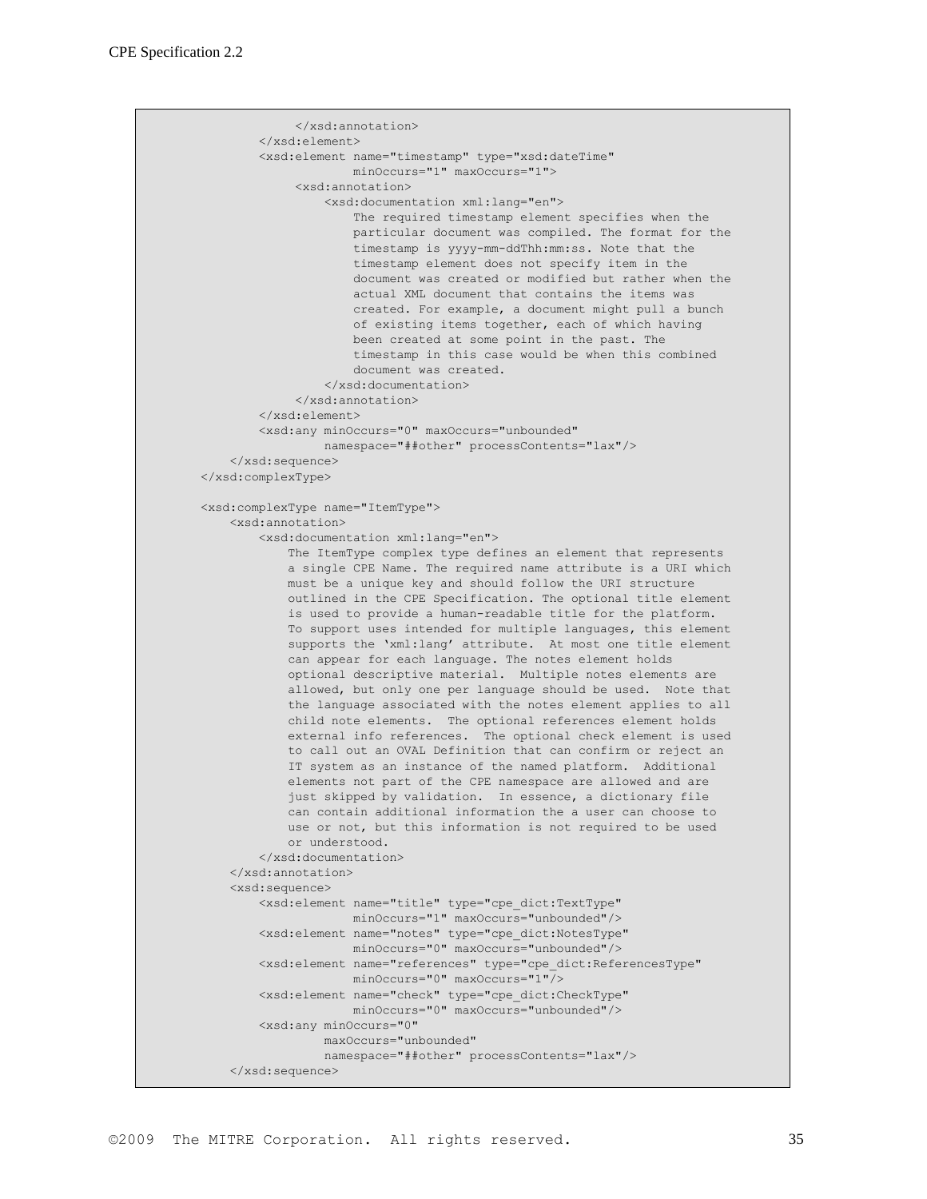```
                </xsd:annotation>
            </xsd:element>
            <xsd:element name="timestamp" type="xsd:dateTime"
                         minOccurs="1" maxOccurs="1">
                <xsd:annotation>
                    <xsd:documentation xml:lang="en">
                        The required timestamp element specifies when the
                        particular document was compiled. The format for the
                        timestamp is yyyy-mm-ddThh:mm:ss. Note that the
                        timestamp element does not specify item in the
                        document was created or modified but rather when the
                        actual XML document that contains the items was
                        created. For example, a document might pull a bunch
                        of existing items together, each of which having
                        been created at some point in the past. The
                        timestamp in this case would be when this combined
                        document was created.
                    </xsd:documentation>
                </xsd:annotation>
            </xsd:element>
            <xsd:any minOccurs="0" maxOccurs="unbounded"
                     namespace="##other" processContents="lax"/>
        </xsd:sequence>
    </xsd:complexType>

    <xsd:complexType name="ItemType">
        <xsd:annotation>
            <xsd:documentation xml:lang="en">
                The ItemType complex type defines an element that represents
                a single CPE Name. The required name attribute is a URI which
                must be a unique key and should follow the URI structure
                outlined in the CPE Specification. The optional title element
                is used to provide a human-readable title for the platform.
                To support uses intended for multiple languages, this element
                supports the 'xml:lang' attribute.  At most one title element
                can appear for each language. The notes element holds
                optional descriptive material.  Multiple notes elements are
                allowed, but only one per language should be used.  Note that
                the language associated with the notes element applies to all
                child note elements.  The optional references element holds
                external info references.  The optional check element is used
                to call out an OVAL Definition that can confirm or reject an
                IT system as an instance of the named platform.  Additional
                elements not part of the CPE namespace are allowed and are
                just skipped by validation.  In essence, a dictionary file
                can contain additional information the a user can choose to
                use or not, but this information is not required to be used
                or understood.
            </xsd:documentation>
        </xsd:annotation>
        <xsd:sequence>
            <xsd:element name="title" type="cpe_dict:TextType"
                         minOccurs="1" maxOccurs="unbounded"/>
            <xsd:element name="notes" type="cpe_dict:NotesType"
                         minOccurs="0" maxOccurs="unbounded"/>
            <xsd:element name="references" type="cpe_dict:ReferencesType"
                         minOccurs="0" maxOccurs="1"/>
            <xsd:element name="check" type="cpe_dict:CheckType"
                         minOccurs="0" maxOccurs="unbounded"/>
            <xsd:any minOccurs="0"
                     maxOccurs="unbounded"
                     namespace="##other" processContents="lax"/>
        </xsd:sequence>
```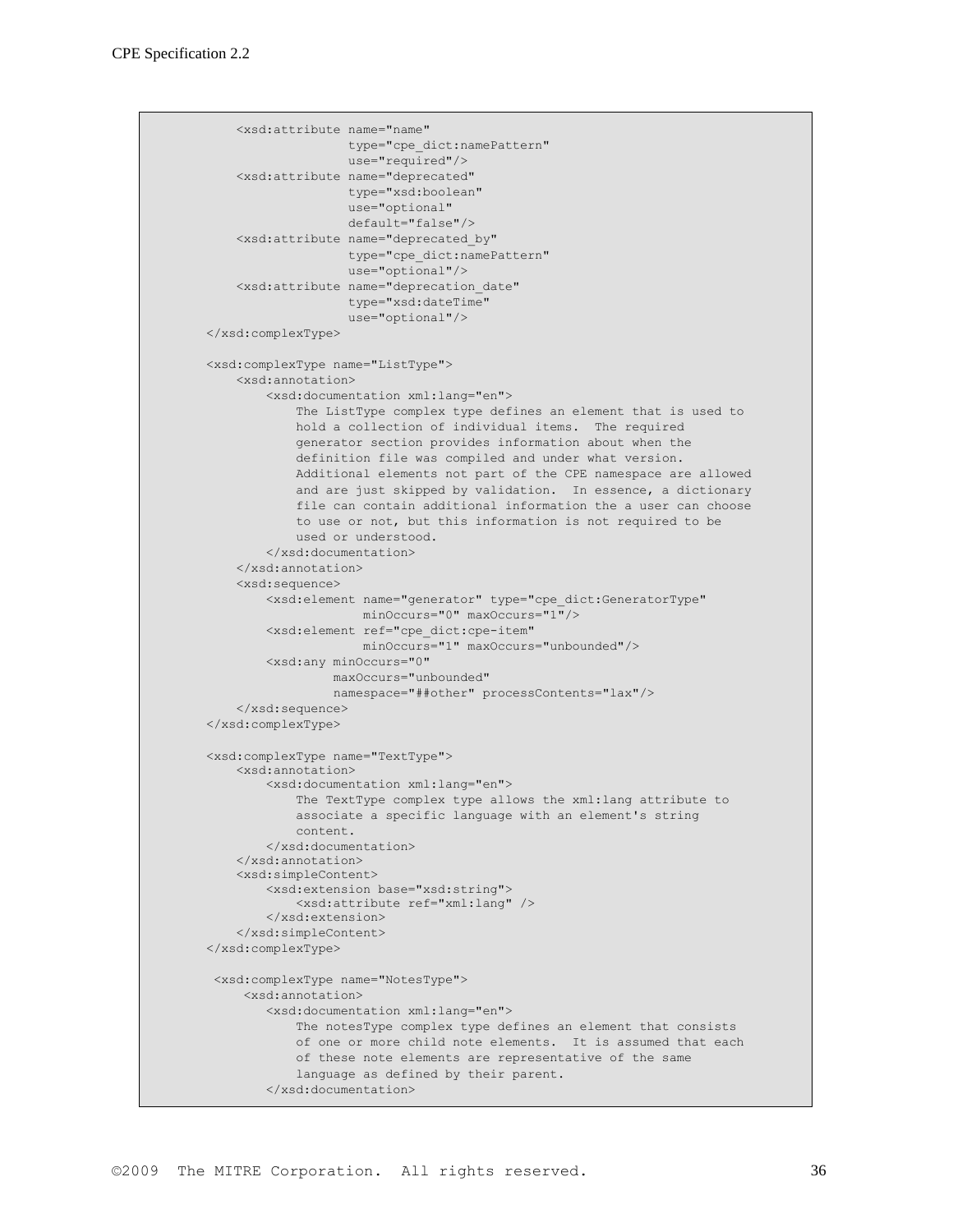```
        <xsd:attribute name="name"
                       type="cpe_dict:namePattern"
                       use="required"/>
        <xsd:attribute name="deprecated"
                       type="xsd:boolean"
                       use="optional"
                       default="false"/>
        <xsd:attribute name="deprecated_by"
                       type="cpe_dict:namePattern"
                       use="optional"/>
        <xsd:attribute name="deprecation_date"
                       type="xsd:dateTime"
                       use="optional"/>
    </xsd:complexType>

    <xsd:complexType name="ListType">
        <xsd:annotation>
            <xsd:documentation xml:lang="en">
                The ListType complex type defines an element that is used to
                hold a collection of individual items.  The required
                generator section provides information about when the
                definition file was compiled and under what version.
                Additional elements not part of the CPE namespace are allowed
                and are just skipped by validation.  In essence, a dictionary
                file can contain additional information the a user can choose
                to use or not, but this information is not required to be
                used or understood.
            </xsd:documentation>
        </xsd:annotation>
        <xsd:sequence>
            <xsd:element name="generator" type="cpe_dict:GeneratorType"
                         minOccurs="0" maxOccurs="1"/>
            <xsd:element ref="cpe_dict:cpe-item"
                         minOccurs="1" maxOccurs="unbounded"/>
            <xsd:any minOccurs="0"
                     maxOccurs="unbounded"
                     namespace="##other" processContents="lax"/>
        </xsd:sequence>
    </xsd:complexType>

    <xsd:complexType name="TextType">
        <xsd:annotation>
            <xsd:documentation xml:lang="en">
                The TextType complex type allows the xml:lang attribute to
                associate a specific language with an element's string
                content.
            </xsd:documentation>
        </xsd:annotation>
        <xsd:simpleContent>
            <xsd:extension base="xsd:string">
                <xsd:attribute ref="xml:lang" />
            </xsd:extension>
        </xsd:simpleContent>
    </xsd:complexType>

     <xsd:complexType name="NotesType">
         <xsd:annotation>
            <xsd:documentation xml:lang="en">
                The notesType complex type defines an element that consists
                of one or more child note elements.  It is assumed that each
                of these note elements are representative of the same
                language as defined by their parent.
            </xsd:documentation>
```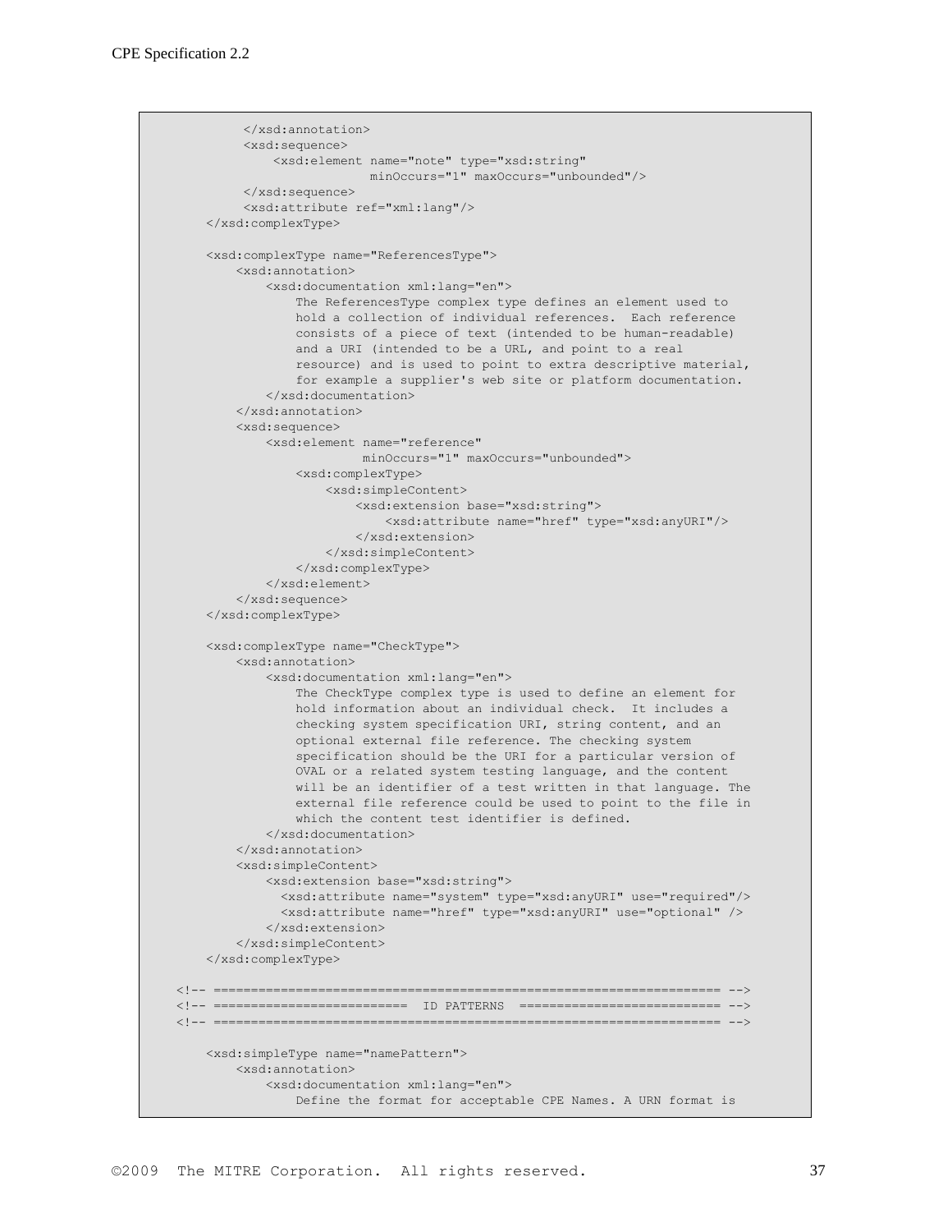```
        </xsd:annotation>
        <xsd:sequence>
            <xsd:element name="note" type="xsd:string"
                         minOccurs="1" maxOccurs="unbounded"/>
        </xsd:sequence>
        <xsd:attribute ref="xml:lang"/>
    </xsd:complexType>

    <xsd:complexType name="ReferencesType">
        <xsd:annotation>
            <xsd:documentation xml:lang="en">
                The ReferencesType complex type defines an element used to
                hold a collection of individual references.  Each reference
                consists of a piece of text (intended to be human-readable)
                and a URI (intended to be a URL, and point to a real
                resource) and is used to point to extra descriptive material,
                for example a supplier's web site or platform documentation.
            </xsd:documentation>
        </xsd:annotation>
        <xsd:sequence>
            <xsd:element name="reference"
                         minOccurs="1" maxOccurs="unbounded">
                <xsd:complexType>
                    <xsd:simpleContent>
                        <xsd:extension base="xsd:string">
                            <xsd:attribute name="href" type="xsd:anyURI"/>
                        </xsd:extension>
                    </xsd:simpleContent>
                </xsd:complexType>
            </xsd:element>
        </xsd:sequence>
    </xsd:complexType>

    <xsd:complexType name="CheckType">
        <xsd:annotation>
            <xsd:documentation xml:lang="en">
                The CheckType complex type is used to define an element for
                hold information about an individual check.  It includes a
                checking system specification URI, string content, and an
                optional external file reference. The checking system
                specification should be the URI for a particular version of
                OVAL or a related system testing language, and the content
                will be an identifier of a test written in that language. The
                external file reference could be used to point to the file in
                which the content test identifier is defined.
            </xsd:documentation>
        </xsd:annotation>
        <xsd:simpleContent>
            <xsd:extension base="xsd:string">
              <xsd:attribute name="system" type="xsd:anyURI" use="required"/>
              <xsd:attribute name="href" type="xsd:anyURI" use="optional" />
            </xsd:extension>
        </xsd:simpleContent>
    </xsd:complexType>

<!-- ================================================================== -->
<!-- ==========================  ID PATTERNS  ========================== -->
<!-- ================================================================== -->

    <xsd:simpleType name="namePattern">
        <xsd:annotation>
            <xsd:documentation xml:lang="en">
                Define the format for acceptable CPE Names. A URN format is
```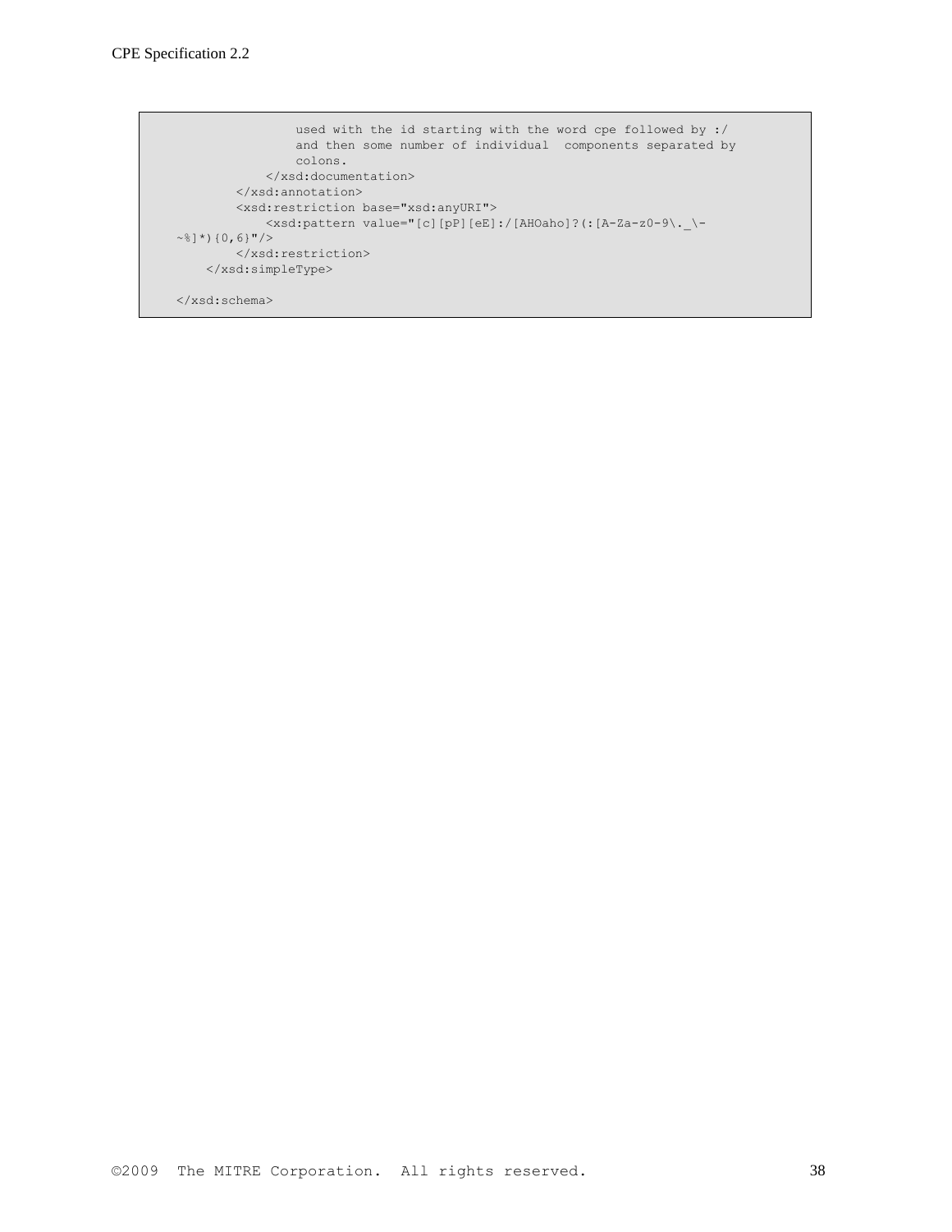```
                  used with the id starting with the word cpe followed by :/
                  and then some number of individual  components separated by
                  colons.
              </xsd:documentation>
          </xsd:annotation>
          <xsd:restriction base="xsd:anyURI">
              <xsd:pattern value="[c][pP][eE]:/[AHOaho]?(:[A-Za-z0-9\._\-
~%]*){0,6}"/>
          </xsd:restriction>
      </xsd:simpleType>

</xsd:schema>
```